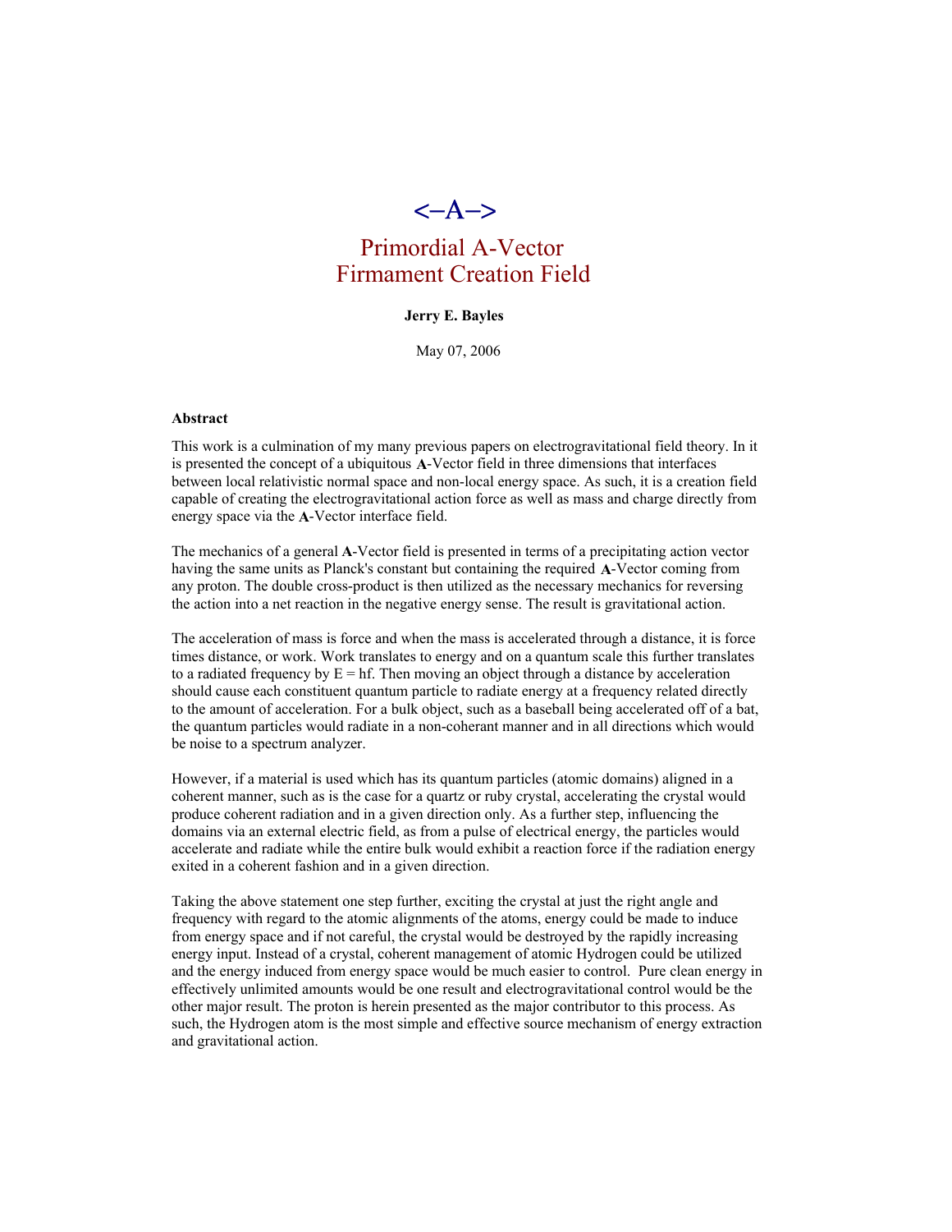# <–A–>

# Primordial A-Vector Firmament Creation Field

**Jerry E. Bayles**

May 07, 2006

**Abstract**

This work is a culmination of my many previous papers on electrogravitational field theory. In it is presented the concept of a ubiquitous **A**-Vector field in three dimensions that interfaces between local relativistic normal space and non-local energy space. As such, it is a creation field capable of creating the electrogravitational action force as well as mass and charge directly from energy space via the **A**-Vector interface field.

The mechanics of a general **A**-Vector field is presented in terms of a precipitating action vector having the same units as Planck's constant but containing the required **A**-Vector coming from any proton. The double cross-product is then utilized as the necessary mechanics for reversing the action into a net reaction in the negative energy sense. The result is gravitational action.

The acceleration of mass is force and when the mass is accelerated through a distance, it is force times distance, or work. Work translates to energy and on a quantum scale this further translates to a radiated frequency by E = hf. Then moving an object through a distance by acceleration should cause each constituent quantum particle to radiate energy at a frequency related directly to the amount of acceleration. For a bulk object, such as a baseball being accelerated off of a bat, the quantum particles would radiate in a non-coherant manner and in all directions which would be noise to a spectrum analyzer.

However, if a material is used which has its quantum particles (atomic domains) aligned in a coherent manner, such as is the case for a quartz or ruby crystal, accelerating the crystal would produce coherent radiation and in a given direction only. As a further step, influencing the domains via an external electric field, as from a pulse of electrical energy, the particles would accelerate and radiate while the entire bulk would exhibit a reaction force if the radiation energy exited in a coherent fashion and in a given direction.

Taking the above statement one step further, exciting the crystal at just the right angle and frequency with regard to the atomic alignments of the atoms, energy could be made to induce from energy space and if not careful, the crystal would be destroyed by the rapidly increasing energy input. Instead of a crystal, coherent management of atomic Hydrogen could be utilized and the energy induced from energy space would be much easier to control. Pure clean energy in effectively unlimited amounts would be one result and electrogravitational control would be the other major result. The proton is herein presented as the major contributor to this process. As such, the Hydrogen atom is the most simple and effective source mechanism of energy extraction and gravitational action.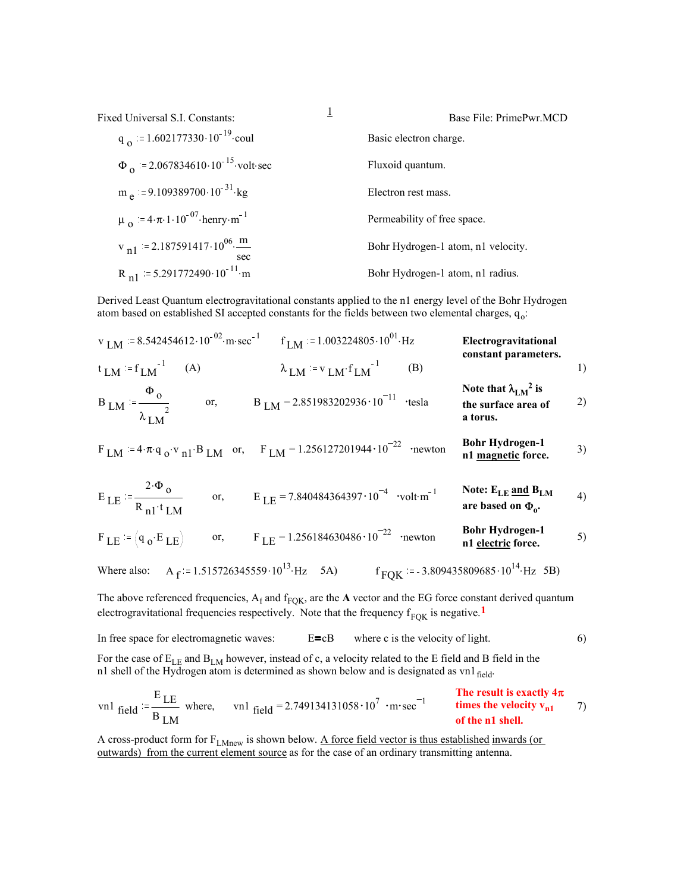Fixed Universal S.I. Constants: Base File: PrimePwr.MCD

$q_o := 1.602177330 \cdot 10^{-19} \cdot \text{coul}$ Basic electron charge.

$\Phi_o := 2.067834610 \cdot 10^{-15} \cdot \text{volt} \cdot \text{sec}$ Fluxoid quantum.

$m_e := 9.109389700 \cdot 10^{-31} \cdot \text{kg}$ Electron rest mass.

$\mu_o := 4 \cdot \pi \cdot 1 \cdot 10^{-07} \cdot \text{henry} \cdot \text{m}^{-1}$ Permeability of free space.

$v_{n1} := 2.187591417 \cdot 10^{06} \cdot \frac{\text{m}}{\text{sec}}$ Bohr Hydrogen-1 atom, n1 velocity.

$R_{n1} := 5.291772490 \cdot 10^{-11} \cdot \text{m}$ Bohr Hydrogen-1 atom, n1 radius.

Derived Least Quantum electrogravitational constants applied to the n1 energy level of the Bohr Hydrogen atom based on established SI accepted constants for the fields between two elemental charges, $q_o$:

$v_{LM} := 8.542454612 \cdot 10^{-02} \cdot \text{m} \cdot \text{sec}^{-1}$ $f_{LM} := 1.003224805 \cdot 10^{01} \cdot \text{Hz}$ **Electrogravitational constant parameters.**

$t_{LM} := f_{LM}^{-1}$ (A) $\lambda_{LM} := v_{LM} \cdot f_{LM}^{-1}$ (B) 1)

$$B_{LM} := \frac{\Phi_o}{\lambda_{LM}^{2}} \quad \text{or,} \quad B_{LM} = 2.851983202936 \cdot 10^{-11} \cdot \text{tesla}$$ **Note that $\lambda_{LM}^2$ is the surface area of a torus.** 2)

$$F_{LM} := 4 \cdot \pi \cdot q_o \cdot v_{n1} \cdot B_{LM} \quad \text{or,} \quad F_{LM} = 1.256127201944 \cdot 10^{-22} \cdot \text{newton}$$ **Bohr Hydrogen-1 n1 <u>magnetic</u> force.** 3)

$$E_{LE} := \frac{2 \cdot \Phi_o}{R_{n1} \cdot t_{LM}} \quad \text{or,} \quad E_{LE} = 7.840484364397 \cdot 10^{-4} \cdot \text{volt} \cdot \text{m}^{-1}$$ **Note: $E_{LE}$ <u>and</u> $B_{LM}$ are based on $\Phi_o$.** 4)

$$F_{LE} := \left(q_o \cdot E_{LE}\right) \quad \text{or,} \quad F_{LE} = 1.256184630486 \cdot 10^{-22} \cdot \text{newton}$$ **Bohr Hydrogen-1 n1 <u>electric</u> force.** 5)

Where also: $A_f := 1.515726345559 \cdot 10^{13} \cdot \text{Hz}$ 5A) $f_{FQK} := -3.809435809685 \cdot 10^{14} \cdot \text{Hz}$ 5B)

The above referenced frequencies, $A_f$ and $f_{FQK}$, are the **A** vector and the EG force constant derived quantum electrogravitational frequencies respectively. Note that the frequency $f_{FQK}$ is negative.[1]

In free space for electromagnetic waves: $E = cB$ where c is the velocity of light. 6)

For the case of $E_{LE}$ and $B_{LM}$ however, instead of c, a velocity related to the E field and B field in the n1 shell of the Hydrogen atom is determined as shown below and is designated as $vn1_{field}$.

$$vn1_{field} := \frac{E_{LE}}{B_{LM}} \quad \text{where,} \quad vn1_{field} = 2.749134131058 \cdot 10^{7} \cdot \text{m} \cdot \text{sec}^{-1}$$ **The result is exactly $4\pi$ times the velocity $v_{n1}$ of the n1 shell.** 7)

A cross-product form for $F_{LMnew}$ is shown below. <u>A force field vector is thus established</u> <u>inwards (or outwards) from the current element source</u> as for the case of an ordinary transmitting antenna.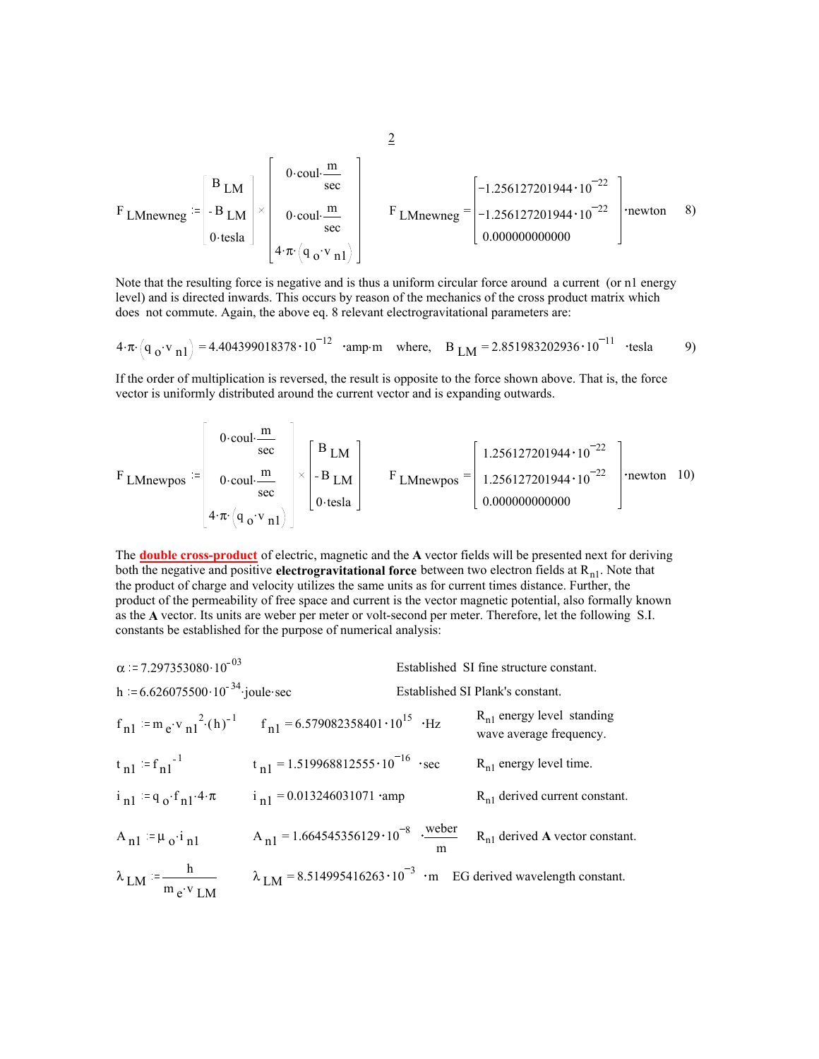$$F_{LMnewneg} := \begin{pmatrix} B_{LM} \\ -B_{LM} \\ 0 \cdot tesla \end{pmatrix} \times \begin{bmatrix} 0 \cdot coul \cdot \frac{m}{sec} \\ 0 \cdot coul \cdot \frac{m}{sec} \\ 4 \cdot \pi \cdot \left(q_o \cdot v_{n1}\right) \end{bmatrix} \qquad F_{LMnewneg} = \begin{bmatrix} -1.256127201944 \cdot 10^{-22} \\ -1.256127201944 \cdot 10^{-22} \\ 0.000000000000 \end{bmatrix} \cdot newton \qquad 8)$$

Note that the resulting force is negative and is thus a uniform circular force around a current (or n1 energy level) and is directed inwards. This occurs by reason of the mechanics of the cross product matrix which does not commute. Again, the above eq. 8 relevant electrogravitational parameters are:

$$4 \cdot \pi \cdot \left(q_o \cdot v_{n1}\right) = 4.404399018378 \cdot 10^{-12} \cdot amp \cdot m \quad \text{where,} \quad B_{LM} = 2.851983202936 \cdot 10^{-11} \cdot tesla \qquad 9)$$

If the order of multiplication is reversed, the result is opposite to the force shown above. That is, the force vector is uniformly distributed around the current vector and is expanding outwards.

$$F_{LMnewpos} := \begin{pmatrix} 0 \cdot coul \cdot \frac{m}{sec} \\ 0 \cdot coul \cdot \frac{m}{sec} \\ 4 \cdot \pi \cdot \left(q_o \cdot v_{n1}\right) \end{pmatrix} \times \begin{bmatrix} B_{LM} \\ -B_{LM} \\ 0 \cdot tesla \end{bmatrix} \qquad F_{LMnewpos} = \begin{bmatrix} 1.256127201944 \cdot 10^{-22} \\ 1.256127201944 \cdot 10^{-22} \\ 0.000000000000 \end{bmatrix} \cdot newton \qquad 10)$$

The **double cross-product** of electric, magnetic and the **A** vector fields will be presented next for deriving both the negative and positive **electrogravitational force** between two electron fields at $R_{n1}$. Note that the product of charge and velocity utilizes the same units as for current times distance. Further, the product of the permeability of free space and current is the vector magnetic potential, also formally known as the **A** vector. Its units are weber per meter or volt-second per meter. Therefore, let the following S.I. constants be established for the purpose of numerical analysis:

| | | |
|---|---|---|
| $\alpha := 7.297353080 \cdot 10^{-03}$ | | Established SI fine structure constant. |
| $h := 6.626075500 \cdot 10^{-34} \cdot joule \cdot sec$ | | Established SI Plank's constant. |
| $f_{n1} := m_e \cdot v_{n1}{}^2 \cdot (h)^{-1}$ | $f_{n1} = 6.579082358401 \cdot 10^{15} \cdot Hz$ | $R_{n1}$ energy level standing wave average frequency. |
| $t_{n1} := f_{n1}{}^{-1}$ | $t_{n1} = 1.519968812555 \cdot 10^{-16} \cdot sec$ | $R_{n1}$ energy level time. |
| $i_{n1} := q_o \cdot f_{n1} \cdot 4 \cdot \pi$ | $i_{n1} = 0.013246031071 \cdot amp$ | $R_{n1}$ derived current constant. |
| $A_{n1} := \mu_o \cdot i_{n1}$ | $A_{n1} = 1.664545356129 \cdot 10^{-8} \cdot \frac{weber}{m}$ | $R_{n1}$ derived **A** vector constant. |
| $\lambda_{LM} := \frac{h}{m_e \cdot v_{LM}}$ | $\lambda_{LM} = 8.514995416263 \cdot 10^{-3} \cdot m$ | EG derived wavelength constant. |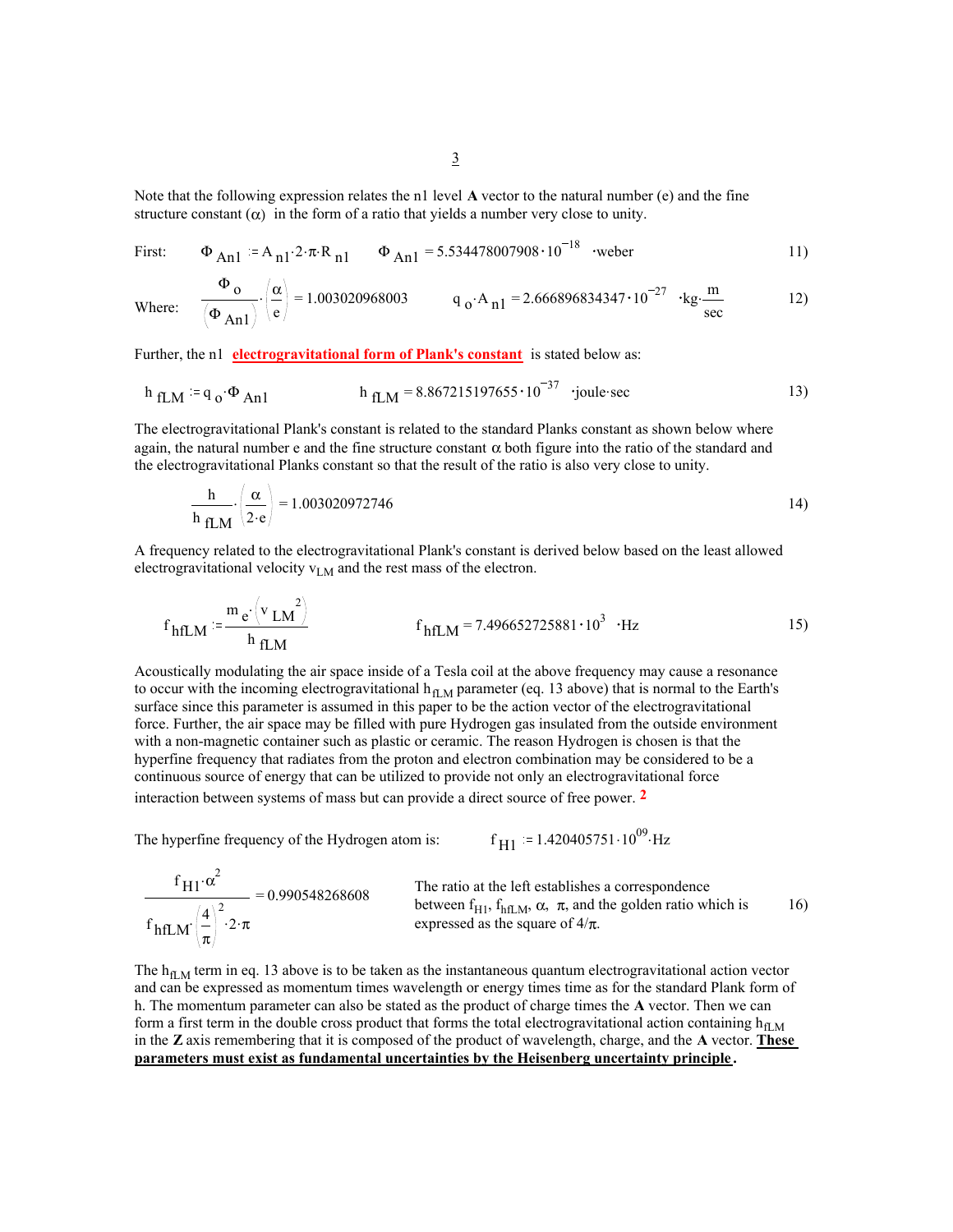Note that the following expression relates the n1 level **A** vector to the natural number (e) and the fine structure constant ($\alpha$) in the form of a ratio that yields a number very close to unity.

First: $\Phi_{An1} := A_{n1} \cdot 2 \cdot \pi \cdot R_{n1}$ $\quad \Phi_{An1} = 5.534478007908 \cdot 10^{-18} \cdot \text{weber}$ 11)

Where: $\dfrac{\Phi_o}{(\Phi_{An1})} \cdot \left(\dfrac{\alpha}{e}\right) = 1.003020968003$ $\quad q_o \cdot A_{n1} = 2.666896834347 \cdot 10^{-27} \cdot \text{kg} \cdot \dfrac{\text{m}}{\text{sec}}$ 12)

Further, the n1 **electrogravitational form of Plank's constant** is stated below as:

$$h_{fLM} := q_o \cdot \Phi_{An1} \qquad h_{fLM} = 8.867215197655 \cdot 10^{-37} \cdot \text{joule} \cdot \text{sec} \qquad 13)$$

The electrogravitational Plank's constant is related to the standard Planks constant as shown below where again, the natural number e and the fine structure constant $\alpha$ both figure into the ratio of the standard and the electrogravitational Planks constant so that the result of the ratio is also very close to unity.

$$\frac{h}{h_{fLM}} \cdot \left(\frac{\alpha}{2 \cdot e}\right) = 1.003020972746 \qquad 14)$$

A frequency related to the electrogravitational Plank's constant is derived below based on the least allowed electrogravitational velocity $v_{LM}$ and the rest mass of the electron.

$$f_{hfLM} := \frac{m_e \cdot \left(v_{LM}^{\;2}\right)}{h_{fLM}} \qquad f_{hfLM} = 7.496652725881 \cdot 10^{3} \cdot \text{Hz} \qquad 15)$$

Acoustically modulating the air space inside of a Tesla coil at the above frequency may cause a resonance to occur with the incoming electrogravitational $h_{fLM}$ parameter (eq. 13 above) that is normal to the Earth's surface since this parameter is assumed in this paper to be the action vector of the electrogravitational force. Further, the air space may be filled with pure Hydrogen gas insulated from the outside environment with a non-magnetic container such as plastic or ceramic. The reason Hydrogen is chosen is that the hyperfine frequency that radiates from the proton and electron combination may be considered to be a continuous source of energy that can be utilized to provide not only an electrogravitational force interaction between systems of mass but can provide a direct source of free power. [2]

The hyperfine frequency of the Hydrogen atom is: $\quad f_{H1} := 1.420405751 \cdot 10^{09} \cdot \text{Hz}$

$$\frac{f_{H1} \cdot \alpha^2}{f_{hfLM} \cdot \left(\frac{4}{\pi}\right)^2 \cdot 2 \cdot \pi} = 0.990548268608 \qquad 16)$$

The ratio at the left establishes a correspondence between $f_{H1}$, $f_{hfLM}$, $\alpha$, $\pi$, and the golden ratio which is expressed as the square of $4/\pi$.

The $h_{fLM}$ term in eq. 13 above is to be taken as the instantaneous quantum electrogravitational action vector and can be expressed as momentum times wavelength or energy times time as for the standard Plank form of h. The momentum parameter can also be stated as the product of charge times the **A** vector. Then we can form a first term in the double cross product that forms the total electrogravitational action containing $h_{fLM}$ in the **Z** axis remembering that it is composed of the product of wavelength, charge, and the **A** vector. **These parameters must exist as fundamental uncertainties by the Heisenberg uncertainty principle.**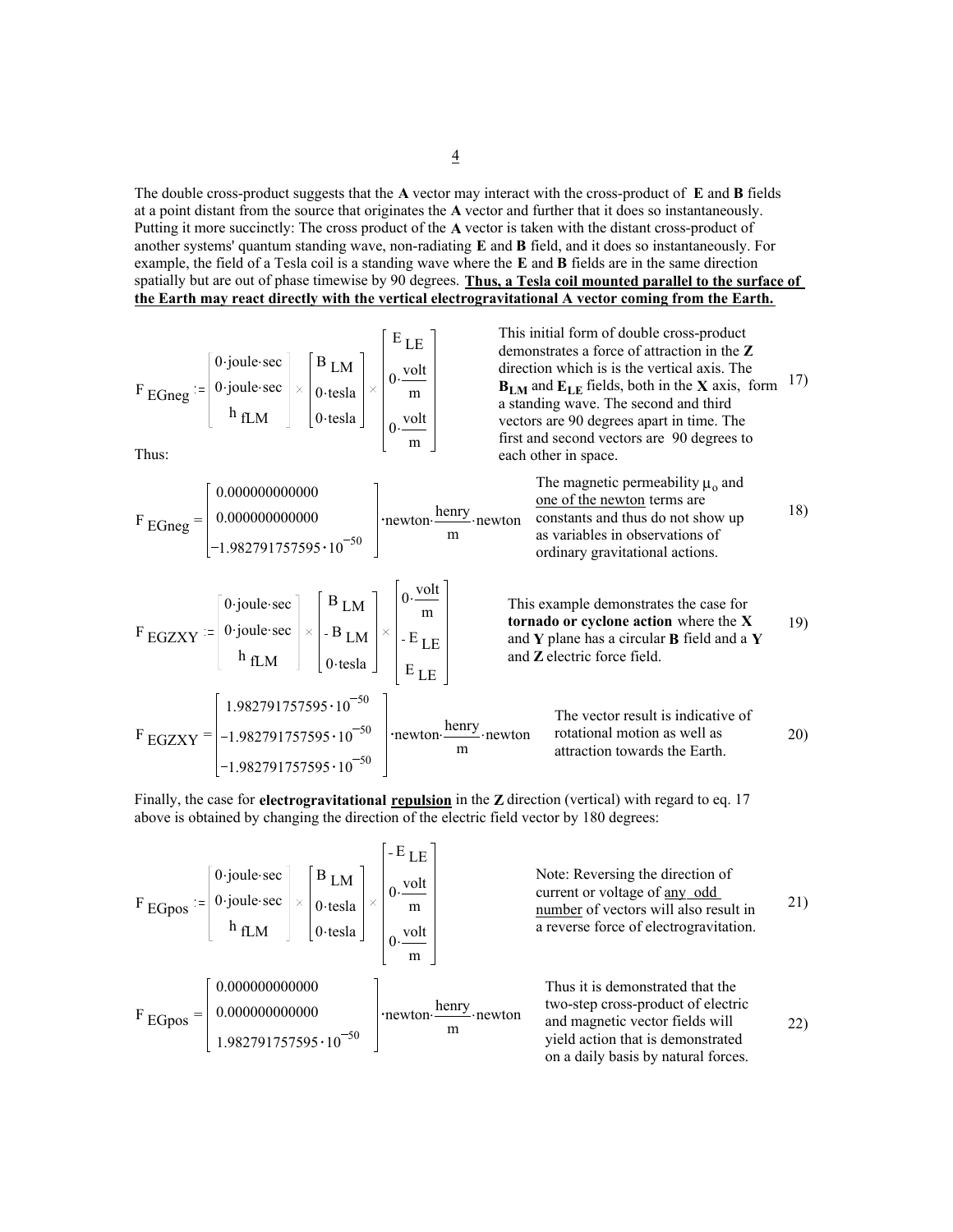The double cross-product suggests that the **A** vector may interact with the cross-product of **E** and **B** fields at a point distant from the source that originates the **A** vector and further that it does so instantaneously. Putting it more succinctly: The cross product of the **A** vector is taken with the distant cross-product of another systems' quantum standing wave, non-radiating **E** and **B** field, and it does so instantaneously. For example, the field of a Tesla coil is a standing wave where the **E** and **B** fields are in the same direction spatially but are out of phase timewise by 90 degrees. **Thus, a Tesla coil mounted parallel to the surface of the Earth may react directly with the vertical electrogravitational A vector coming from the Earth.**

$$F_{EGneg} := \begin{bmatrix} 0\cdot \text{joule}\cdot\text{sec} \\ 0\cdot \text{joule}\cdot\text{sec} \\ h_{fLM} \end{bmatrix} \times \begin{bmatrix} B_{LM} \\ 0\cdot\text{tesla} \\ 0\cdot\text{tesla} \end{bmatrix} \times \begin{bmatrix} E_{LE} \\ 0\cdot\frac{\text{volt}}{\text{m}} \\ 0\cdot\frac{\text{volt}}{\text{m}} \end{bmatrix} \qquad 17)$$

This initial form of double cross-product demonstrates a force of attraction in the **Z** direction which is is the vertical axis. The $\mathbf{B_{LM}}$ and $\mathbf{E_{LE}}$ fields, both in the **X** axis, form a standing wave. The second and third vectors are 90 degrees apart in time. The first and second vectors are 90 degrees to each other in space.

Thus:

$$F_{EGneg} = \begin{bmatrix} 0.000000000000 \\ 0.000000000000 \\ -1.982791757595\cdot 10^{-50} \end{bmatrix} \cdot\text{newton}\cdot\frac{\text{henry}}{\text{m}}\cdot\text{newton} \qquad 18)$$

The magnetic permeability $\mu_o$ and one of the newton terms are constants and thus do not show up as variables in observations of ordinary gravitational actions.

$$F_{EGZXY} := \begin{bmatrix} 0\cdot \text{joule}\cdot\text{sec} \\ 0\cdot \text{joule}\cdot\text{sec} \\ h_{fLM} \end{bmatrix} \times \begin{bmatrix} B_{LM} \\ -B_{LM} \\ 0\cdot\text{tesla} \end{bmatrix} \times \begin{bmatrix} 0\cdot\frac{\text{volt}}{\text{m}} \\ -E_{LE} \\ E_{LE} \end{bmatrix} \qquad 19)$$

This example demonstrates the case for **tornado or cyclone action** where the **X** and **Y** plane has a circular **B** field and a **Y** and **Z** electric force field.

$$F_{EGZXY} = \begin{bmatrix} 1.982791757595\cdot 10^{-50} \\ -1.982791757595\cdot 10^{-50} \\ -1.982791757595\cdot 10^{-50} \end{bmatrix} \cdot\text{newton}\cdot\frac{\text{henry}}{\text{m}}\cdot\text{newton} \qquad 20)$$

The vector result is indicative of rotational motion as well as attraction towards the Earth.

Finally, the case for **electrogravitational repulsion** in the **Z** direction (vertical) with regard to eq. 17 above is obtained by changing the direction of the electric field vector by 180 degrees:

$$F_{EGpos} := \begin{bmatrix} 0\cdot \text{joule}\cdot\text{sec} \\ 0\cdot \text{joule}\cdot\text{sec} \\ h_{fLM} \end{bmatrix} \times \begin{bmatrix} B_{LM} \\ 0\cdot\text{tesla} \\ 0\cdot\text{tesla} \end{bmatrix} \times \begin{bmatrix} -E_{LE} \\ 0\cdot\frac{\text{volt}}{\text{m}} \\ 0\cdot\frac{\text{volt}}{\text{m}} \end{bmatrix} \qquad 21)$$

Note: Reversing the direction of current or voltage of any odd number of vectors will also result in a reverse force of electrogravitation.

$$F_{EGpos} = \begin{bmatrix} 0.000000000000 \\ 0.000000000000 \\ 1.982791757595\cdot 10^{-50} \end{bmatrix} \cdot\text{newton}\cdot\frac{\text{henry}}{\text{m}}\cdot\text{newton} \qquad 22)$$

Thus it is demonstrated that the two-step cross-product of electric and magnetic vector fields will yield action that is demonstrated on a daily basis by natural forces.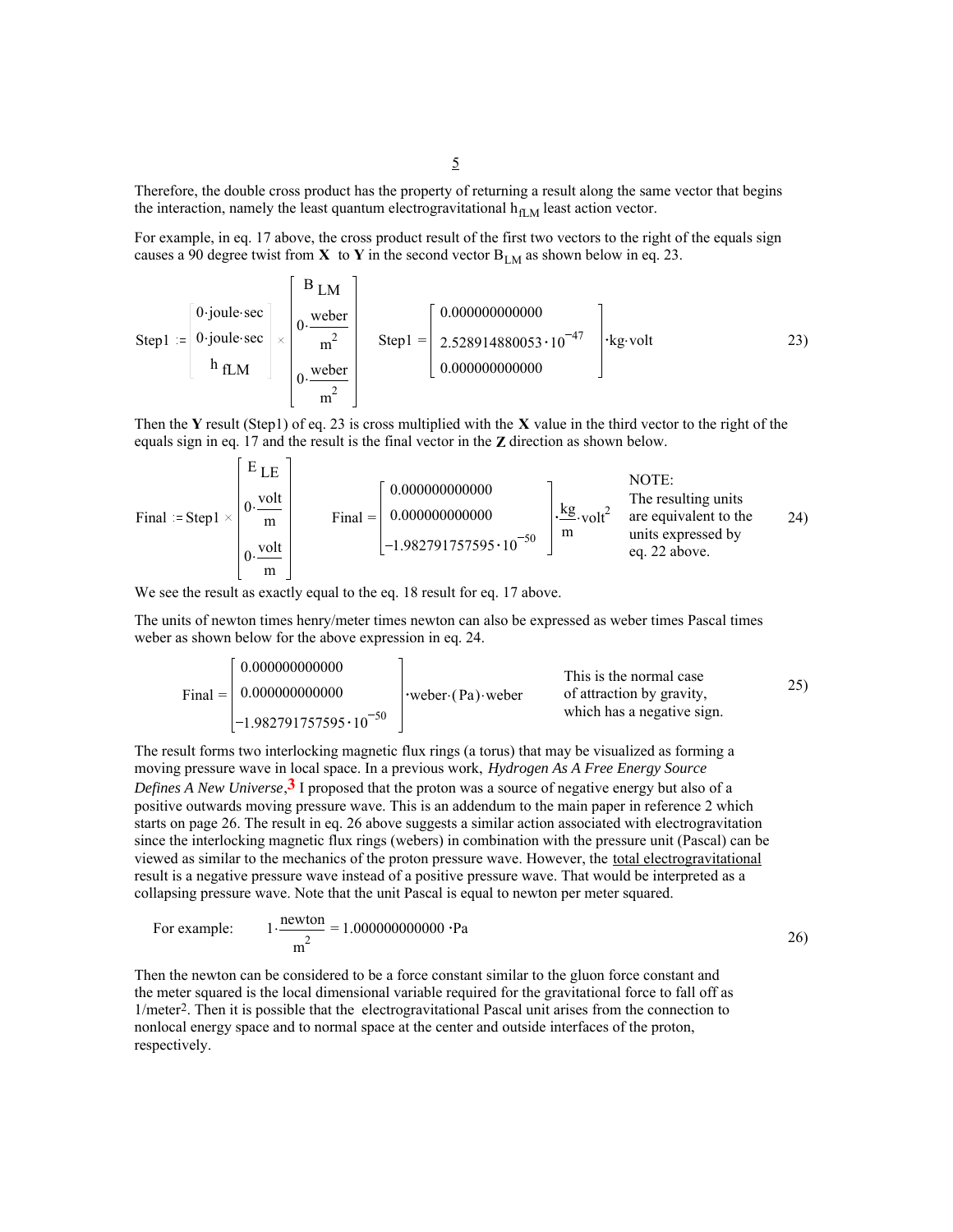Therefore, the double cross product has the property of returning a result along the same vector that begins the interaction, namely the least quantum electrogravitational $h_{fLM}$ least action vector.

For example, in eq. 17 above, the cross product result of the first two vectors to the right of the equals sign causes a 90 degree twist from **X** to **Y** in the second vector $B_{LM}$ as shown below in eq. 23.

$$\text{Step1} := \begin{pmatrix} 0\cdot \text{joule}\cdot \text{sec} \\ 0\cdot \text{joule}\cdot \text{sec} \\ h_{fLM} \end{pmatrix} \times \begin{bmatrix} B_{LM} \\ 0\cdot \dfrac{\text{weber}}{m^2} \\ 0\cdot \dfrac{\text{weber}}{m^2} \end{bmatrix} \qquad \text{Step1} = \begin{bmatrix} 0.000000000000 \\ 2.528914880053\cdot 10^{-47} \\ 0.000000000000 \end{bmatrix} \cdot \text{kg}\cdot \text{volt} \qquad 23)$$

Then the **Y** result (Step1) of eq. 23 is cross multiplied with the **X** value in the third vector to the right of the equals sign in eq. 17 and the result is the final vector in the **Z** direction as shown below.

$$\text{Final} := \text{Step1} \times \begin{bmatrix} E_{LE} \\ 0\cdot \dfrac{\text{volt}}{m} \\ 0\cdot \dfrac{\text{volt}}{m} \end{bmatrix} \qquad \text{Final} = \begin{bmatrix} 0.000000000000 \\ 0.000000000000 \\ -1.982791757595\cdot 10^{-50} \end{bmatrix} \cdot \frac{\text{kg}}{m}\cdot \text{volt}^2 \qquad 24)$$

NOTE: The resulting units are equivalent to the units expressed by eq. 22 above.

We see the result as exactly equal to the eq. 18 result for eq. 17 above.

The units of newton times henry/meter times newton can also be expressed as weber times Pascal times weber as shown below for the above expression in eq. 24.

$$\text{Final} = \begin{bmatrix} 0.000000000000 \\ 0.000000000000 \\ -1.982791757595\cdot 10^{-50} \end{bmatrix} \cdot \text{weber}\cdot (\text{Pa})\cdot \text{weber} \qquad 25)$$

This is the normal case of attraction by gravity, which has a negative sign.

The result forms two interlocking magnetic flux rings (a torus) that may be visualized as forming a moving pressure wave in local space. In a previous work, *Hydrogen As A Free Energy Source Defines A New Universe*,[3] I proposed that the proton was a source of negative energy but also of a positive outwards moving pressure wave. This is an addendum to the main paper in reference 2 which starts on page 26. The result in eq. 26 above suggests a similar action associated with electrogravitation since the interlocking magnetic flux rings (webers) in combination with the pressure unit (Pascal) can be viewed as similar to the mechanics of the proton pressure wave. However, the total electrogravitational result is a negative pressure wave instead of a positive pressure wave. That would be interpreted as a collapsing pressure wave. Note that the unit Pascal is equal to newton per meter squared.

For example: $$1\cdot \frac{\text{newton}}{m^2} = 1.000000000000\cdot \text{Pa} \qquad 26)$$

Then the newton can be considered to be a force constant similar to the gluon force constant and the meter squared is the local dimensional variable required for the gravitational force to fall off as 1/meter$^2$. Then it is possible that the electrogravitational Pascal unit arises from the connection to nonlocal energy space and to normal space at the center and outside interfaces of the proton, respectively.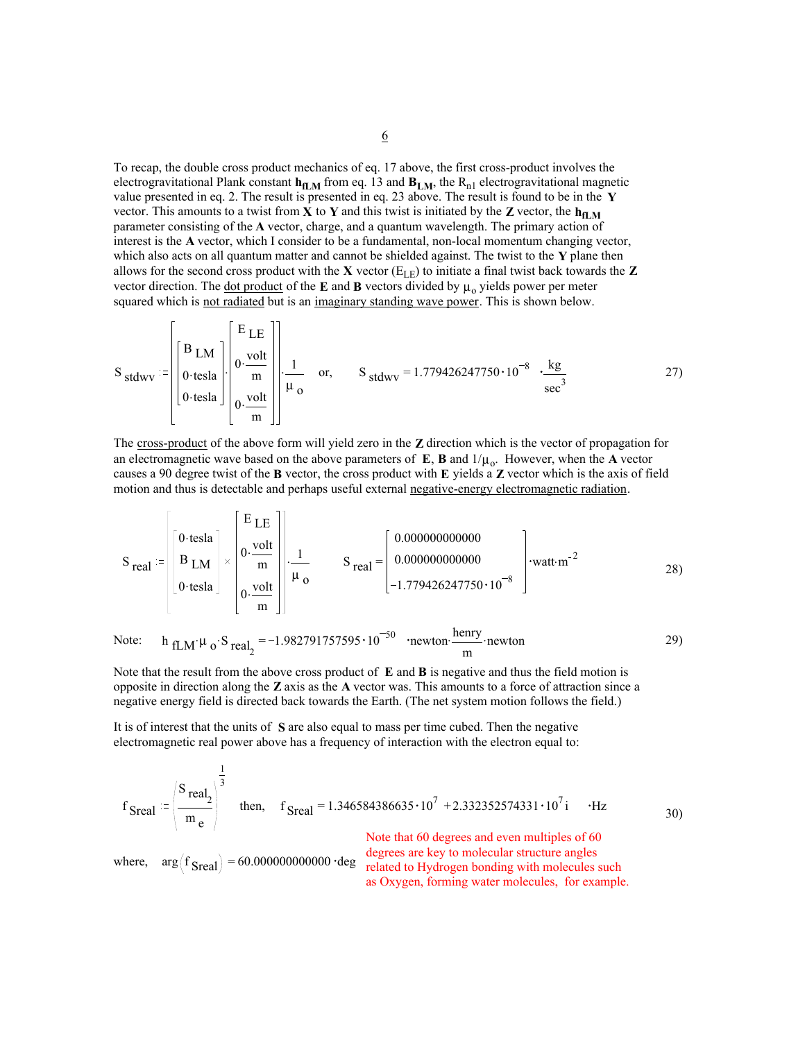To recap, the double cross product mechanics of eq. 17 above, the first cross-product involves the electrogravitational Plank constant $\mathbf{h_{fLM}}$ from eq. 13 and $\mathbf{B_{LM}}$, the $R_{n1}$ electrogravitational magnetic value presented in eq. 2. The result is presented in eq. 23 above. The result is found to be in the **Y** vector. This amounts to a twist from **X** to **Y** and this twist is initiated by the **Z** vector, the $\mathbf{h_{fLM}}$ parameter consisting of the **A** vector, charge, and a quantum wavelength. The primary action of interest is the **A** vector, which I consider to be a fundamental, non-local momentum changing vector, which also acts on all quantum matter and cannot be shielded against. The twist to the **Y** plane then allows for the second cross product with the **X** vector ($E_{LE}$) to initiate a final twist back towards the **Z** vector direction. The dot product of the **E** and **B** vectors divided by $\mu_o$ yields power per meter squared which is not radiated but is an imaginary standing wave power. This is shown below.

$$S_{stdwv} := \left[ \begin{bmatrix} B_{LM} \\ 0 \cdot tesla \\ 0 \cdot tesla \end{bmatrix} \cdot \begin{bmatrix} E_{LE} \\ 0 \cdot \frac{volt}{m} \\ 0 \cdot \frac{volt}{m} \end{bmatrix} \right] \cdot \frac{1}{\mu_o} \quad \text{or,} \quad S_{stdwv} = 1.779426247750 \cdot 10^{-8} \cdot \frac{kg}{sec^3} \tag{27}$$

The cross-product of the above form will yield zero in the **Z** direction which is the vector of propagation for an electromagnetic wave based on the above parameters of **E**, **B** and $1/\mu_o$. However, when the **A** vector causes a 90 degree twist of the **B** vector, the cross product with **E** yields a **Z** vector which is the axis of field motion and thus is detectable and perhaps useful external negative-energy electromagnetic radiation.

$$S_{real} := \left[ \begin{bmatrix} 0 \cdot tesla \\ B_{LM} \\ 0 \cdot tesla \end{bmatrix} \times \begin{bmatrix} E_{LE} \\ 0 \cdot \frac{volt}{m} \\ 0 \cdot \frac{volt}{m} \end{bmatrix} \right] \cdot \frac{1}{\mu_o} \qquad S_{real} = \begin{bmatrix} 0.000000000000 \\ 0.000000000000 \\ -1.779426247750 \cdot 10^{-8} \end{bmatrix} \cdot watt \cdot m^{-2} \tag{28}$$

Note: $\quad h_{fLM} \cdot \mu_o \cdot S_{real_2} = -1.982791757595 \cdot 10^{-50} \cdot newton \cdot \frac{henry}{m} \cdot newton$ (29)

Note that the result from the above cross product of **E** and **B** is negative and thus the field motion is opposite in direction along the **Z** axis as the **A** vector was. This amounts to a force of attraction since a negative energy field is directed back towards the Earth. (The net system motion follows the field.)

It is of interest that the units of **S** are also equal to mass per time cubed. Then the negative electromagnetic real power above has a frequency of interaction with the electron equal to:

$$f_{Sreal} := \left( \frac{S_{real_2}}{m_e} \right)^{\frac{1}{3}} \quad \text{then,} \quad f_{Sreal} = 1.346584386635 \cdot 10^{7} + 2.332352574331 \cdot 10^{7} i \quad \cdot Hz \tag{30}$$

where, $\quad \arg\left(f_{Sreal}\right) = 60.000000000000 \cdot deg$

Note that 60 degrees and even multiples of 60 degrees are key to molecular structure angles related to Hydrogen bonding with molecules such as Oxygen, forming water molecules, for example.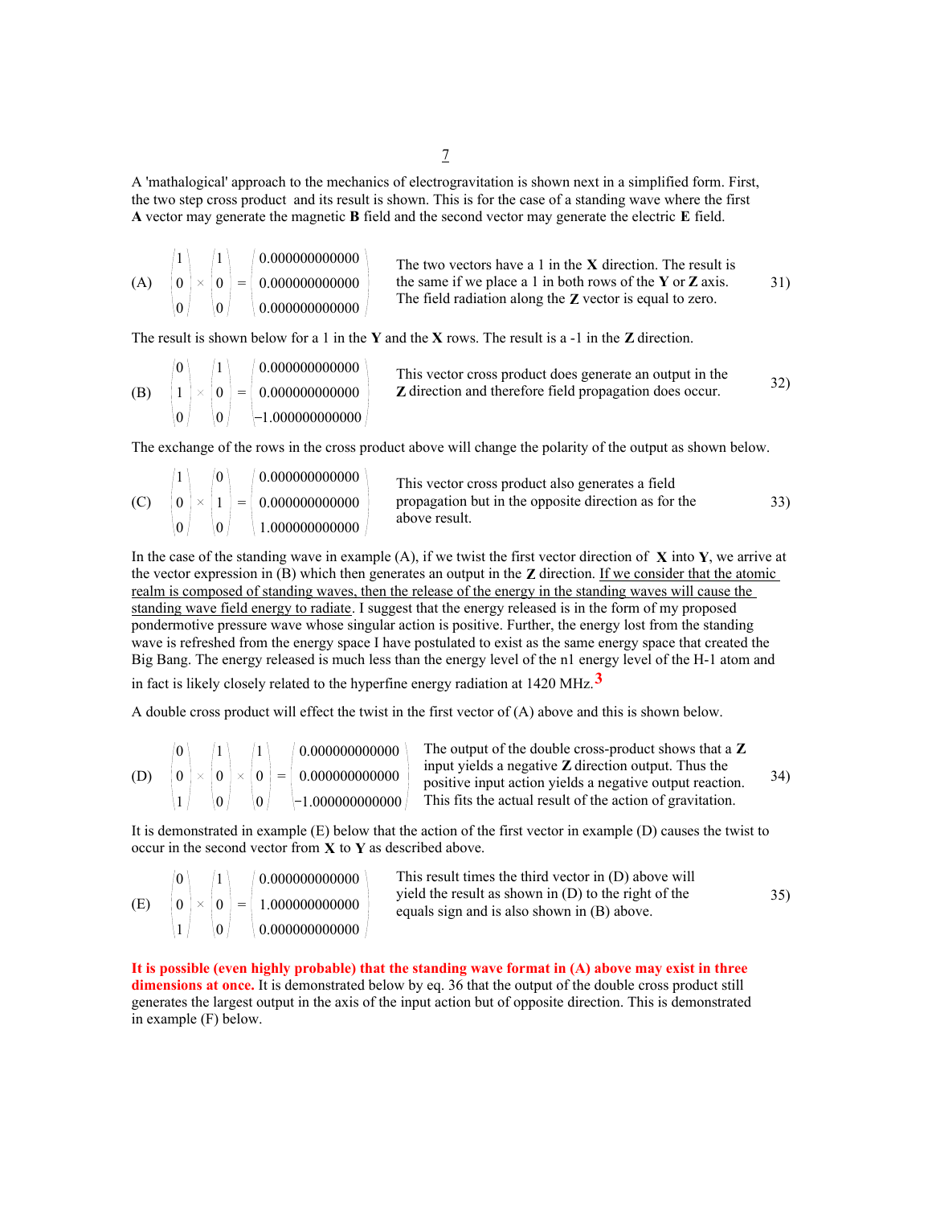A 'mathalogical' approach to the mechanics of electrogravitation is shown next in a simplified form. First, the two step cross product and its result is shown. This is for the case of a standing wave where the first **A** vector may generate the magnetic **B** field and the second vector may generate the electric **E** field.

(A) $$\begin{pmatrix} 1 \\ 0 \\ 0 \end{pmatrix} \times \begin{pmatrix} 1 \\ 0 \\ 0 \end{pmatrix} = \begin{pmatrix} 0.000000000000 \\ 0.000000000000 \\ 0.000000000000 \end{pmatrix} \quad (31)$$

The two vectors have a 1 in the **X** direction. The result is the same if we place a 1 in both rows of the **Y** or **Z** axis. The field radiation along the **Z** vector is equal to zero.

The result is shown below for a 1 in the **Y** and the **X** rows. The result is a -1 in the **Z** direction.

(B) $$\begin{pmatrix} 0 \\ 1 \\ 0 \end{pmatrix} \times \begin{pmatrix} 1 \\ 0 \\ 0 \end{pmatrix} = \begin{pmatrix} 0.000000000000 \\ 0.000000000000 \\ -1.000000000000 \end{pmatrix} \quad (32)$$

This vector cross product does generate an output in the **Z** direction and therefore field propagation does occur.

The exchange of the rows in the cross product above will change the polarity of the output as shown below.

(C) $$\begin{pmatrix} 1 \\ 0 \\ 0 \end{pmatrix} \times \begin{pmatrix} 0 \\ 1 \\ 0 \end{pmatrix} = \begin{pmatrix} 0.000000000000 \\ 0.000000000000 \\ 1.000000000000 \end{pmatrix} \quad (33)$$

This vector cross product also generates a field propagation but in the opposite direction as for the above result.

In the case of the standing wave in example (A), if we twist the first vector direction of **X** into **Y**, we arrive at the vector expression in (B) which then generates an output in the **Z** direction. <u>If we consider that the atomic realm is composed of standing waves, then the release of the energy in the standing waves will cause the standing wave field energy to radiate</u>. I suggest that the energy released is in the form of my proposed pondermotive pressure wave whose singular action is positive. Further, the energy lost from the standing wave is refreshed from the energy space I have postulated to exist as the same energy space that created the Big Bang. The energy released is much less than the energy level of the n1 energy level of the H-1 atom and in fact is likely closely related to the hyperfine energy radiation at 1420 MHz.[3]

A double cross product will effect the twist in the first vector of (A) above and this is shown below.

(D) $$\begin{pmatrix} 0 \\ 0 \\ 1 \end{pmatrix} \times \begin{pmatrix} 1 \\ 0 \\ 0 \end{pmatrix} \times \begin{pmatrix} 1 \\ 0 \\ 0 \end{pmatrix} = \begin{pmatrix} 0.000000000000 \\ 0.000000000000 \\ -1.000000000000 \end{pmatrix} \quad (34)$$

The output of the double cross-product shows that a **Z** input yields a negative **Z** direction output. Thus the positive input action yields a negative output reaction. This fits the actual result of the action of gravitation.

It is demonstrated in example (E) below that the action of the first vector in example (D) causes the twist to occur in the second vector from **X** to **Y** as described above.

(E) $$\begin{pmatrix} 0 \\ 0 \\ 1 \end{pmatrix} \times \begin{pmatrix} 1 \\ 0 \\ 0 \end{pmatrix} = \begin{pmatrix} 0.000000000000 \\ 1.000000000000 \\ 0.000000000000 \end{pmatrix} \quad (35)$$

This result times the third vector in (D) above will yield the result as shown in (D) to the right of the equals sign and is also shown in (B) above.

**It is possible (even highly probable) that the standing wave format in (A) above may exist in three dimensions at once.** It is demonstrated below by eq. 36 that the output of the double cross product still generates the largest output in the axis of the input action but of opposite direction. This is demonstrated in example (F) below.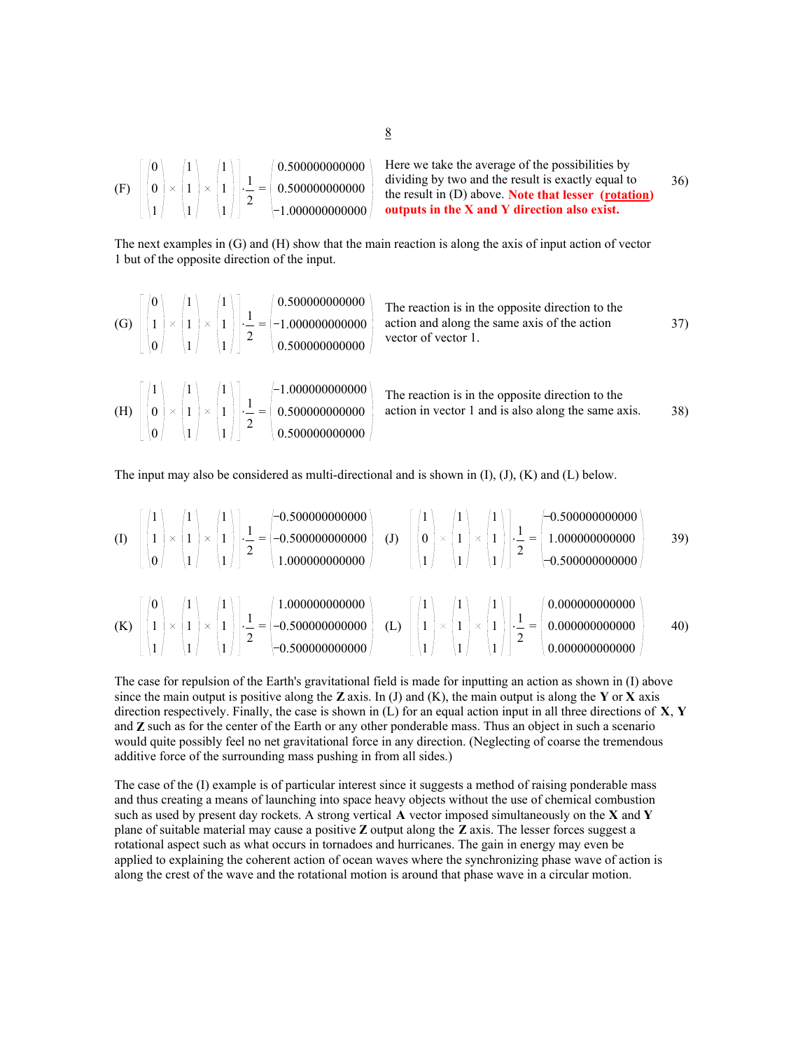$$\text{(F)} \quad \left[\begin{pmatrix}0\\0\\1\end{pmatrix} \times \begin{pmatrix}1\\1\\1\end{pmatrix} \times \begin{pmatrix}1\\1\\1\end{pmatrix}\right] \cdot \frac{1}{2} = \begin{pmatrix}0.500000000000\\0.500000000000\\-1.000000000000\end{pmatrix} \qquad 36)$$

Here we take the average of the possibilities by dividing by two and the result is exactly equal to the result in (D) above. **Note that lesser (rotation) outputs in the X and Y direction also exist.**

The next examples in (G) and (H) show that the main reaction is along the axis of input action of vector 1 but of the opposite direction of the input.

$$\text{(G)} \quad \left[\begin{pmatrix}0\\1\\0\end{pmatrix} \times \begin{pmatrix}1\\1\\1\end{pmatrix} \times \begin{pmatrix}1\\1\\1\end{pmatrix}\right] \cdot \frac{1}{2} = \begin{pmatrix}0.500000000000\\-1.000000000000\\0.500000000000\end{pmatrix} \qquad 37)$$

The reaction is in the opposite direction to the action and along the same axis of the action vector of vector 1.

$$\text{(H)} \quad \left[\begin{pmatrix}1\\0\\0\end{pmatrix} \times \begin{pmatrix}1\\1\\1\end{pmatrix} \times \begin{pmatrix}1\\1\\1\end{pmatrix}\right] \cdot \frac{1}{2} = \begin{pmatrix}-1.000000000000\\0.500000000000\\0.500000000000\end{pmatrix} \qquad 38)$$

The reaction is in the opposite direction to the action in vector 1 and is also along the same axis.

The input may also be considered as multi-directional and is shown in (I), (J), (K) and (L) below.

$$\text{(I)} \quad \left[\begin{pmatrix}1\\1\\0\end{pmatrix} \times \begin{pmatrix}1\\1\\1\end{pmatrix} \times \begin{pmatrix}1\\1\\1\end{pmatrix}\right] \cdot \frac{1}{2} = \begin{pmatrix}-0.500000000000\\-0.500000000000\\1.000000000000\end{pmatrix} \quad \text{(J)} \quad \left[\begin{pmatrix}1\\0\\1\end{pmatrix} \times \begin{pmatrix}1\\1\\1\end{pmatrix} \times \begin{pmatrix}1\\1\\1\end{pmatrix}\right] \cdot \frac{1}{2} = \begin{pmatrix}-0.500000000000\\1.000000000000\\-0.500000000000\end{pmatrix} \qquad 39)$$

$$\text{(K)} \quad \left[\begin{pmatrix}0\\1\\1\end{pmatrix} \times \begin{pmatrix}1\\1\\1\end{pmatrix} \times \begin{pmatrix}1\\1\\1\end{pmatrix}\right] \cdot \frac{1}{2} = \begin{pmatrix}1.000000000000\\-0.500000000000\\-0.500000000000\end{pmatrix} \quad \text{(L)} \quad \left[\begin{pmatrix}1\\1\\1\end{pmatrix} \times \begin{pmatrix}1\\1\\1\end{pmatrix} \times \begin{pmatrix}1\\1\\1\end{pmatrix}\right] \cdot \frac{1}{2} = \begin{pmatrix}0.000000000000\\0.000000000000\\0.000000000000\end{pmatrix} \qquad 40)$$

The case for repulsion of the Earth's gravitational field is made for inputting an action as shown in (I) above since the main output is positive along the **Z** axis. In (J) and (K), the main output is along the **Y** or **X** axis direction respectively. Finally, the case is shown in (L) for an equal action input in all three directions of **X**, **Y** and **Z** such as for the center of the Earth or any other ponderable mass. Thus an object in such a scenario would quite possibly feel no net gravitational force in any direction. (Neglecting of coarse the tremendous additive force of the surrounding mass pushing in from all sides.)

The case of the (I) example is of particular interest since it suggests a method of raising ponderable mass and thus creating a means of launching into space heavy objects without the use of chemical combustion such as used by present day rockets. A strong vertical **A** vector imposed simultaneously on the **X** and **Y** plane of suitable material may cause a positive **Z** output along the **Z** axis. The lesser forces suggest a rotational aspect such as what occurs in tornadoes and hurricanes. The gain in energy may even be applied to explaining the coherent action of ocean waves where the synchronizing phase wave of action is along the crest of the wave and the rotational motion is around that phase wave in a circular motion.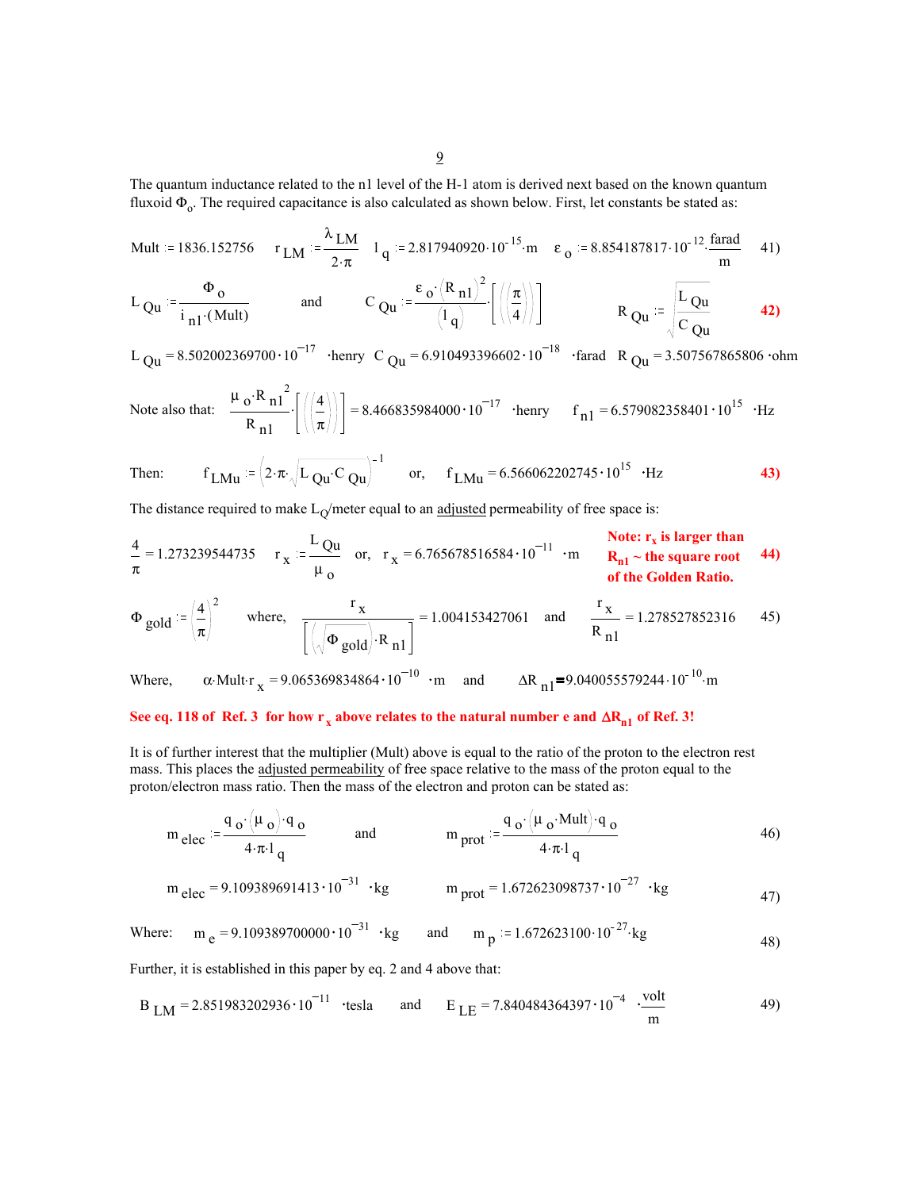The quantum inductance related to the n1 level of the H-1 atom is derived next based on the known quantum fluxoid $\Phi_o$. The required capacitance is also calculated as shown below. First, let constants be stated as:

$$\text{Mult} := 1836.152756 \qquad r_{LM} := \frac{\lambda_{LM}}{2\cdot\pi} \qquad l_q := 2.817940920\cdot 10^{-15}\cdot\text{m} \qquad \varepsilon_o := 8.854187817\cdot 10^{-12}\cdot\frac{\text{farad}}{\text{m}} \qquad 41)$$

$$L_{Qu} := \frac{\Phi_o}{i_{n1}\cdot(\text{Mult})} \qquad \text{and} \qquad C_{Qu} := \frac{\varepsilon_o\cdot(R_{n1})^2}{(l_q)}\cdot\left[\left(\frac{\pi}{4}\right)\right] \qquad R_{Qu} := \sqrt{\frac{L_{Qu}}{C_{Qu}}} \qquad \textbf{42)}$$

$$L_{Qu} = 8.502002369700\cdot 10^{-17}\ \cdot\text{henry} \quad C_{Qu} = 6.910493396602\cdot 10^{-18}\ \cdot\text{farad} \quad R_{Qu} = 3.507567865806\ \cdot\text{ohm}$$

Note also that: $$\frac{\mu_o\cdot R_{n1}^{\ 2}}{R_{n1}}\cdot\left[\left(\frac{4}{\pi}\right)\right] = 8.466835984000\cdot 10^{-17}\ \cdot\text{henry} \qquad f_{n1} = 6.579082358401\cdot 10^{15}\ \cdot\text{Hz}$$

Then: $$f_{LMu} := \left(2\cdot\pi\cdot\sqrt{L_{Qu}\cdot C_{Qu}}\right)^{-1} \qquad \text{or,} \qquad f_{LMu} = 6.566062202745\cdot 10^{15}\ \cdot\text{Hz} \qquad \textbf{43)}$$

The distance required to make $L_Q$/meter equal to an <u>adjusted</u> permeability of free space is:

$$\frac{4}{\pi} = 1.273239544735 \qquad r_x := \frac{L_{Qu}}{\mu_o} \qquad \text{or,} \qquad r_x = 6.765678516584\cdot 10^{-11}\ \cdot\text{m} \qquad \textbf{44)}$$

**Note: $r_x$ is larger than $R_{n1}$ ~ the square root of the Golden Ratio.**

$$\Phi_{gold} := \left(\frac{4}{\pi}\right)^2 \qquad \text{where,} \qquad \frac{r_x}{\left[\left(\sqrt{\Phi_{gold}}\right)\cdot R_{n1}\right]} = 1.004153427061 \qquad \text{and} \qquad \frac{r_x}{R_{n1}} = 1.278527852316 \qquad 45)$$

Where, $$\alpha\cdot\text{Mult}\cdot r_x = 9.065369834864\cdot 10^{-10}\ \cdot\text{m} \qquad \text{and} \qquad \Delta R_{n1} = 9.040055579244\cdot 10^{-10}\cdot\text{m}$$

**See eq. 118 of Ref. 3 for how $r_x$ above relates to the natural number e and $\Delta R_{n1}$ of Ref. 3!**

It is of further interest that the multiplier (Mult) above is equal to the ratio of the proton to the electron rest mass. This places the <u>adjusted permeability</u> of free space relative to the mass of the proton equal to the proton/electron mass ratio. Then the mass of the electron and proton can be stated as:

$$m_{elec} := \frac{q_o\cdot(\mu_o)\cdot q_o}{4\cdot\pi\cdot l_q} \qquad \text{and} \qquad m_{prot} := \frac{q_o\cdot(\mu_o\cdot\text{Mult})\cdot q_o}{4\cdot\pi\cdot l_q} \qquad 46)$$

$$m_{elec} = 9.109389691413\cdot 10^{-31}\ \cdot\text{kg} \qquad m_{prot} = 1.672623098737\cdot 10^{-27}\ \cdot\text{kg} \qquad 47)$$

Where: $$m_e = 9.109389700000\cdot 10^{-31}\ \cdot\text{kg} \qquad \text{and} \qquad m_p := 1.672623100\cdot 10^{-27}\cdot\text{kg} \qquad 48)$$

Further, it is established in this paper by eq. 2 and 4 above that:

$$B_{LM} = 2.851983202936\cdot 10^{-11}\ \cdot\text{tesla} \qquad \text{and} \qquad E_{LE} = 7.840484364397\cdot 10^{-4}\ \cdot\frac{\text{volt}}{\text{m}} \qquad 49)$$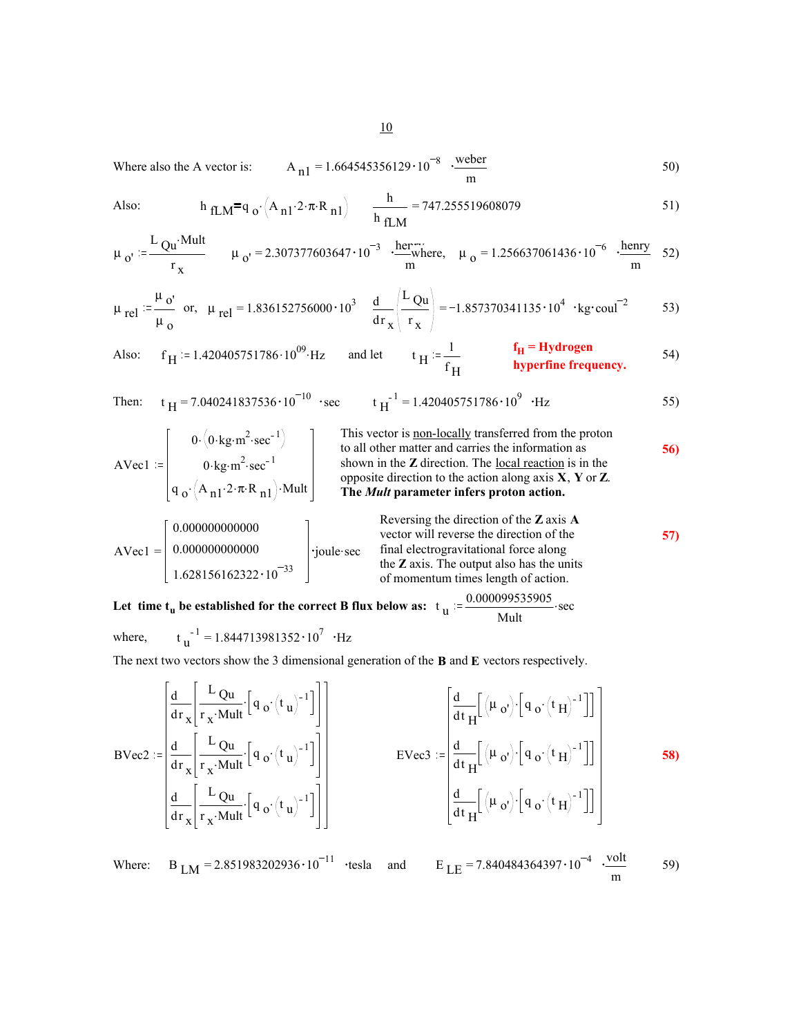Where also the A vector is: $A_{n1} = 1.664545356129 \cdot 10^{-8} \cdot \frac{\text{weber}}{\text{m}}$ 50)

Also: $h_{fLM} = q_{o'} \cdot \left(A_{n1} \cdot 2 \cdot \pi \cdot R_{n1}\right)$ $\frac{h}{h_{fLM}} = 747.255519608079$ 51)

$\mu_{o'} := \frac{L_{Qu} \cdot Mult}{r_x}$ $\mu_{o'} = 2.307377603647 \cdot 10^{-3} \cdot \frac{\text{henry}}{\text{m}}$ where, $\mu_o = 1.256637061436 \cdot 10^{-6} \cdot \frac{\text{henry}}{\text{m}}$ 52)

$\mu_{rel} := \frac{\mu_{o'}}{\mu_o}$ or, $\mu_{rel} = 1.836152756000 \cdot 10^3$ $\frac{d}{dr_x}\left(\frac{L_{Qu}}{r_x}\right) = -1.857370341135 \cdot 10^4 \cdot \text{kg} \cdot \text{coul}^{-2}$ 53)

Also: $f_H := 1.420405751786 \cdot 10^{09} \cdot \text{Hz}$ and let $t_H := \frac{1}{f_H}$ **$f_H$ = Hydrogen hyperfine frequency.** 54)

Then: $t_H = 7.040241837536 \cdot 10^{-10} \cdot \text{sec}$ $t_H^{-1} = 1.420405751786 \cdot 10^9 \cdot \text{Hz}$ 55)

$$AVec1 := \begin{bmatrix} 0 \cdot \left(0 \cdot \text{kg} \cdot \text{m}^2 \cdot \text{sec}^{-1}\right) \\ 0 \cdot \text{kg} \cdot \text{m}^2 \cdot \text{sec}^{-1} \\ q_{o'} \cdot \left(A_{n1} \cdot 2 \cdot \pi \cdot R_{n1}\right) \cdot Mult \end{bmatrix}$$

This vector is non-locally transferred from the proton to all other matter and carries the information as shown in the **Z** direction. The local reaction is in the opposite direction to the action along axis **X**, **Y** or **Z**. **The *Mult* parameter infers proton action.** **56)**

$$AVec1 = \begin{bmatrix} 0.000000000000 \\ 0.000000000000 \\ 1.628156162322 \cdot 10^{-33} \end{bmatrix} \cdot \text{joule} \cdot \text{sec}$$

Reversing the direction of the **Z** axis **A** vector will reverse the direction of the final electrogravitational force along the **Z** axis. The output also has the units of momentum times length of action. **57)**

**Let time $t_u$ be established for the correct B flux below as:** $t_u := \frac{0.000099535905}{Mult} \cdot \text{sec}$

where, $t_u^{-1} = 1.844713981352 \cdot 10^7 \cdot \text{Hz}$

The next two vectors show the 3 dimensional generation of the **B** and **E** vectors respectively.

$$BVec2 := \begin{bmatrix} \frac{d}{dr_x}\left[\frac{L_{Qu}}{r_x \cdot Mult} \cdot \left[q_{o'} \cdot \left(t_u\right)^{-1}\right]\right] \\ \frac{d}{dr_x}\left[\frac{L_{Qu}}{r_x \cdot Mult} \cdot \left[q_{o'} \cdot \left(t_u\right)^{-1}\right]\right] \\ \frac{d}{dr_x}\left[\frac{L_{Qu}}{r_x \cdot Mult} \cdot \left[q_{o'} \cdot \left(t_u\right)^{-1}\right]\right] \end{bmatrix} \qquad EVec3 := \begin{bmatrix} \frac{d}{dt_H}\left[\left(\mu_{o'}\right) \cdot \left[q_{o'} \cdot \left(t_H\right)^{-1}\right]\right] \\ \frac{d}{dt_H}\left[\left(\mu_{o'}\right) \cdot \left[q_{o'} \cdot \left(t_H\right)^{-1}\right]\right] \\ \frac{d}{dt_H}\left[\left(\mu_{o'}\right) \cdot \left[q_{o'} \cdot \left(t_H\right)^{-1}\right]\right] \end{bmatrix}$$ **58)**

Where: $B_{LM} = 2.851983202936 \cdot 10^{-11} \cdot \text{tesla}$ and $E_{LE} = 7.840484364397 \cdot 10^{-4} \cdot \frac{\text{volt}}{\text{m}}$ 59)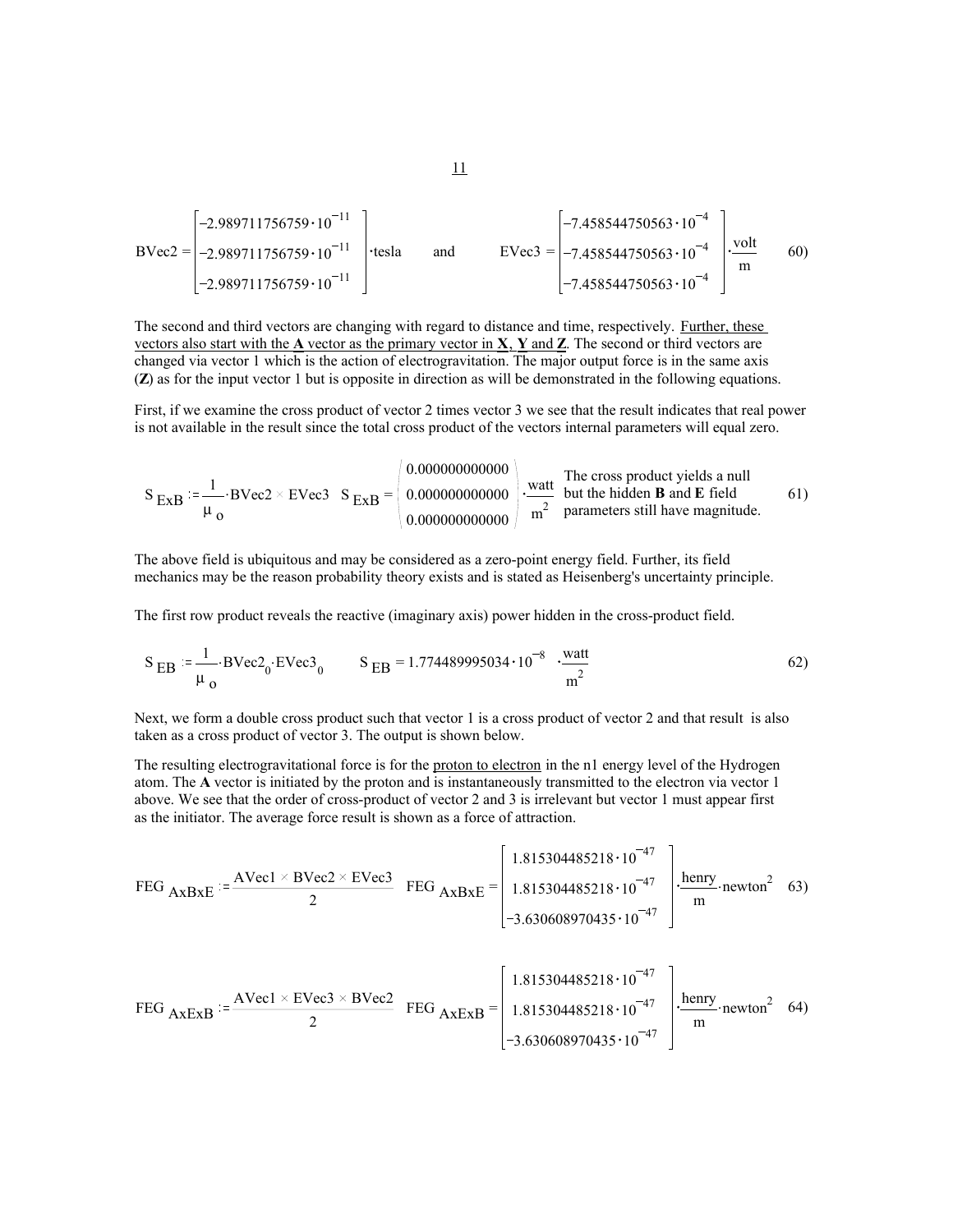$$\mathrm{BVec2} = \begin{bmatrix} -2.989711756759 \cdot 10^{-11} \\ -2.989711756759 \cdot 10^{-11} \\ -2.989711756759 \cdot 10^{-11} \end{bmatrix} \cdot \mathrm{tesla} \qquad \text{and} \qquad \mathrm{EVec3} = \begin{bmatrix} -7.458544750563 \cdot 10^{-4} \\ -7.458544750563 \cdot 10^{-4} \\ -7.458544750563 \cdot 10^{-4} \end{bmatrix} \cdot \frac{\mathrm{volt}}{\mathrm{m}} \tag{60}$$

The second and third vectors are changing with regard to distance and time, respectively. Further, these vectors also start with the **A** vector as the primary vector in **X**, **Y** and **Z**. The second or third vectors are changed via vector 1 which is the action of electrogravitation. The major output force is in the same axis (**Z**) as for the input vector 1 but is opposite in direction as will be demonstrated in the following equations.

First, if we examine the cross product of vector 2 times vector 3 we see that the result indicates that real power is not available in the result since the total cross product of the vectors internal parameters will equal zero.

$$S_{ExB} := \frac{1}{\mu_o} \cdot \mathrm{BVec2} \times \mathrm{EVec3} \qquad S_{ExB} = \begin{pmatrix} 0.000000000000 \\ 0.000000000000 \\ 0.000000000000 \end{pmatrix} \cdot \frac{\mathrm{watt}}{\mathrm{m}^2} \tag{61}$$

The cross product yields a null but the hidden **B** and **E** field parameters still have magnitude.

The above field is ubiquitous and may be considered as a zero-point energy field. Further, its field mechanics may be the reason probability theory exists and is stated as Heisenberg's uncertainty principle.

The first row product reveals the reactive (imaginary axis) power hidden in the cross-product field.

$$S_{EB} := \frac{1}{\mu_o} \cdot \mathrm{BVec2}_0 \cdot \mathrm{EVec3}_0 \qquad S_{EB} = 1.774489995034 \cdot 10^{-8} \cdot \frac{\mathrm{watt}}{\mathrm{m}^2} \tag{62}$$

Next, we form a double cross product such that vector 1 is a cross product of vector 2 and that result is also taken as a cross product of vector 3. The output is shown below.

The resulting electrogravitational force is for the proton to electron in the n1 energy level of the Hydrogen atom. The **A** vector is initiated by the proton and is instantaneously transmitted to the electron via vector 1 above. We see that the order of cross-product of vector 2 and 3 is irrelevant but vector 1 must appear first as the initiator. The average force result is shown as a force of attraction.

$$FEG_{AxBxE} := \frac{\mathrm{AVec1} \times \mathrm{BVec2} \times \mathrm{EVec3}}{2} \qquad FEG_{AxBxE} = \begin{bmatrix} 1.815304485218 \cdot 10^{-47} \\ 1.815304485218 \cdot 10^{-47} \\ -3.630608970435 \cdot 10^{-47} \end{bmatrix} \cdot \frac{\mathrm{henry}}{\mathrm{m}} \cdot \mathrm{newton}^2 \tag{63}$$

$$FEG_{AxExB} := \frac{\mathrm{AVec1} \times \mathrm{EVec3} \times \mathrm{BVec2}}{2} \qquad FEG_{AxExB} = \begin{bmatrix} 1.815304485218 \cdot 10^{-47} \\ 1.815304485218 \cdot 10^{-47} \\ -3.630608970435 \cdot 10^{-47} \end{bmatrix} \cdot \frac{\mathrm{henry}}{\mathrm{m}} \cdot \mathrm{newton}^2 \tag{64}$$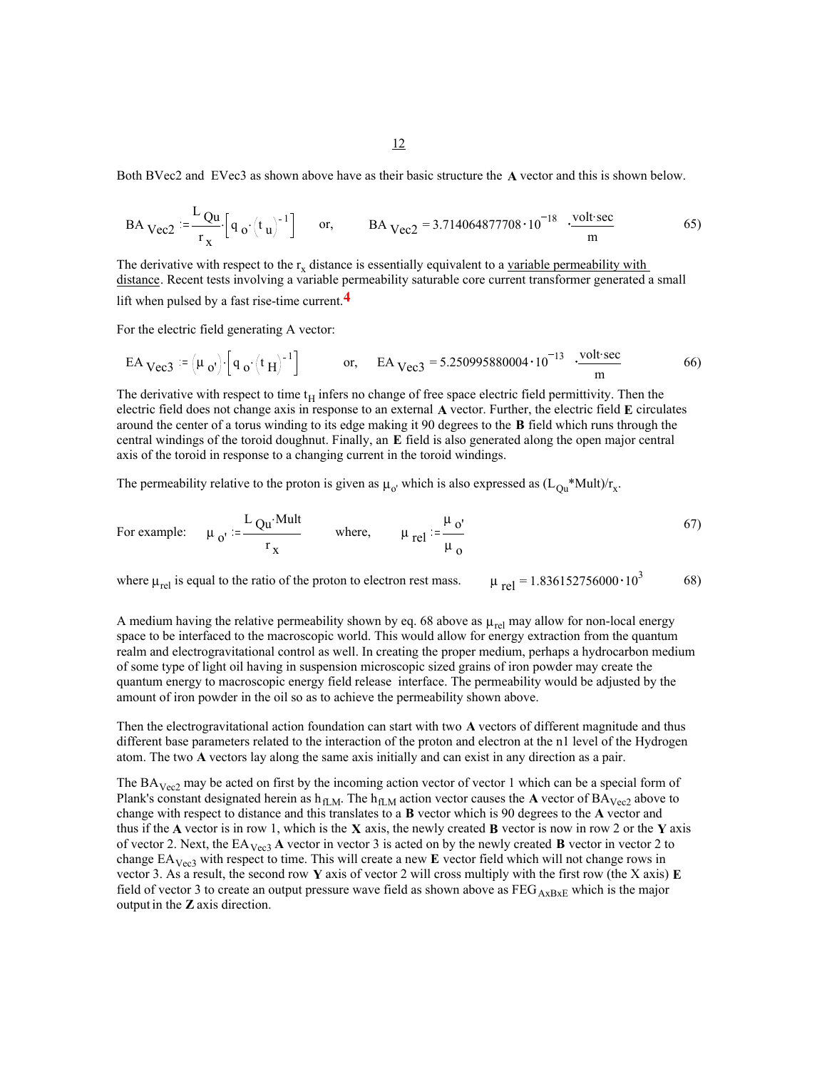Both BVec2 and EVec3 as shown above have as their basic structure the **A** vector and this is shown below.

$$BA_{Vec2} := \frac{L_{Qu}}{r_x} \cdot \left[ q_o \cdot (t_u)^{-1} \right] \qquad \text{or,} \qquad BA_{Vec2} = 3.714064877708 \cdot 10^{-18} \cdot \frac{\text{volt} \cdot \text{sec}}{\text{m}} \tag{65)}$$

The derivative with respect to the $r_x$ distance is essentially equivalent to a <u>variable permeability with distance</u>. Recent tests involving a variable permeability saturable core current transformer generated a small lift when pulsed by a fast rise-time current.[4]

For the electric field generating A vector:

$$EA_{Vec3} := (\mu_{o'}) \cdot \left[ q_o \cdot (t_H)^{-1} \right] \qquad \text{or,} \qquad EA_{Vec3} = 5.250995880004 \cdot 10^{-13} \cdot \frac{\text{volt} \cdot \text{sec}}{\text{m}} \tag{66)}$$

The derivative with respect to time $t_H$ infers no change of free space electric field permittivity. Then the electric field does not change axis in response to an external **A** vector. Further, the electric field **E** circulates around the center of a torus winding to its edge making it 90 degrees to the **B** field which runs through the central windings of the toroid doughnut. Finally, an **E** field is also generated along the open major central axis of the toroid in response to a changing current in the toroid windings.

The permeability relative to the proton is given as $\mu_{o'}$ which is also expressed as $(L_{Qu}*\text{Mult})/r_x$.

$$\text{For example:} \qquad \mu_{o'} := \frac{L_{Qu} \cdot \text{Mult}}{r_x} \qquad \text{where,} \qquad \mu_{rel} := \frac{\mu_{o'}}{\mu_o} \tag{67)}$$

where $\mu_{rel}$ is equal to the ratio of the proton to electron rest mass. $\qquad \mu_{rel} = 1.836152756000 \cdot 10^3 \qquad$ 68)

A medium having the relative permeability shown by eq. 68 above as $\mu_{rel}$ may allow for non-local energy space to be interfaced to the macroscopic world. This would allow for energy extraction from the quantum realm and electrogravitational control as well. In creating the proper medium, perhaps a hydrocarbon medium of some type of light oil having in suspension microscopic sized grains of iron powder may create the quantum energy to macroscopic energy field release interface. The permeability would be adjusted by the amount of iron powder in the oil so as to achieve the permeability shown above.

Then the electrogravitational action foundation can start with two **A** vectors of different magnitude and thus different base parameters related to the interaction of the proton and electron at the n1 level of the Hydrogen atom. The two **A** vectors lay along the same axis initially and can exist in any direction as a pair.

The $BA_{Vec2}$ may be acted on first by the incoming action vector of vector 1 which can be a special form of Plank's constant designated herein as $h_{fLM}$. The $h_{fLM}$ action vector causes the **A** vector of $BA_{Vec2}$ above to change with respect to distance and this translates to a **B** vector which is 90 degrees to the **A** vector and thus if the **A** vector is in row 1, which is the **X** axis, the newly created **B** vector is now in row 2 or the **Y** axis of vector 2. Next, the $EA_{Vec3}$ **A** vector in vector 3 is acted on by the newly created **B** vector in vector 2 to change $EA_{Vec3}$ with respect to time. This will create a new **E** vector field which will not change rows in vector 3. As a result, the second row **Y** axis of vector 2 will cross multiply with the first row (the X axis) **E** field of vector 3 to create an output pressure wave field as shown above as $FEG_{AxBxE}$ which is the major output in the **Z** axis direction.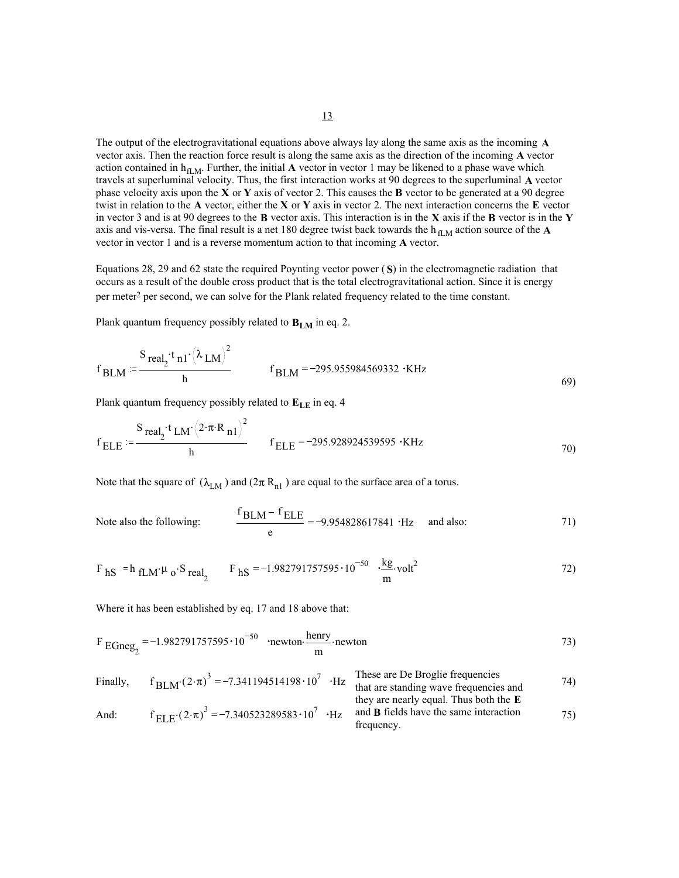The output of the electrogravitational equations above always lay along the same axis as the incoming **A** vector axis. Then the reaction force result is along the same axis as the direction of the incoming **A** vector action contained in $h_{fLM}$. Further, the initial **A** vector in vector 1 may be likened to a phase wave which travels at superluminal velocity. Thus, the first interaction works at 90 degrees to the superluminal **A** vector phase velocity axis upon the **X** or **Y** axis of vector 2. This causes the **B** vector to be generated at a 90 degree twist in relation to the **A** vector, either the **X** or **Y** axis in vector 2. The next interaction concerns the **E** vector in vector 3 and is at 90 degrees to the **B** vector axis. This interaction is in the **X** axis if the **B** vector is in the **Y** axis and vis-versa. The final result is a net 180 degree twist back towards the $h_{fLM}$ action source of the **A** vector in vector 1 and is a reverse momentum action to that incoming **A** vector.

Equations 28, 29 and 62 state the required Poynting vector power (**S**) in the electromagnetic radiation that occurs as a result of the double cross product that is the total electrogravitational action. Since it is energy per meter² per second, we can solve for the Plank related frequency related to the time constant.

Plank quantum frequency possibly related to $\mathbf{B_{LM}}$ in eq. 2.

$$f_{BLM} := \frac{S_{real_2} \cdot t_{n1} \cdot \left(\lambda_{LM}\right)^2}{h} \qquad f_{BLM} = -295.955984569332 \cdot \text{KHz} \tag{69}$$

Plank quantum frequency possibly related to $\mathbf{E_{LE}}$ in eq 4

$$f_{ELE} := \frac{S_{real_2} \cdot t_{LM} \cdot \left(2 \cdot \pi \cdot R_{n1}\right)^2}{h} \qquad f_{ELE} = -295.928924539595 \cdot \text{KHz} \tag{70}$$

Note that the square of $(\lambda_{LM})$ and $(2\pi\, R_{n1})$ are equal to the surface area of a torus.

Note also the following:

$$\frac{f_{BLM} - f_{ELE}}{e} = -9.954828617841 \cdot \text{Hz} \quad \text{and also:} \tag{71}$$

$$F_{hS} := h_{fLM} \cdot \mu_o \cdot S_{real_2} \qquad F_{hS} = -1.982791757595 \cdot 10^{-50} \cdot \frac{\text{kg}}{\text{m}} \cdot \text{volt}^2 \tag{72}$$

Where it has been established by eq. 17 and 18 above that:

$$F_{EGneg_2} = -1.982791757595 \cdot 10^{-50} \cdot \text{newton} \cdot \frac{\text{henry}}{\text{m}} \cdot \text{newton} \tag{73}$$

Finally,

$$f_{BLM} \cdot (2 \cdot \pi)^3 = -7.341194514198 \cdot 10^7 \cdot \text{Hz} \tag{74}$$

And:

$$f_{ELE} \cdot (2 \cdot \pi)^3 = -7.340523289583 \cdot 10^7 \cdot \text{Hz} \tag{75}$$

These are De Broglie frequencies that are standing wave frequencies and they are nearly equal. Thus both the **E** and **B** fields have the same interaction frequency.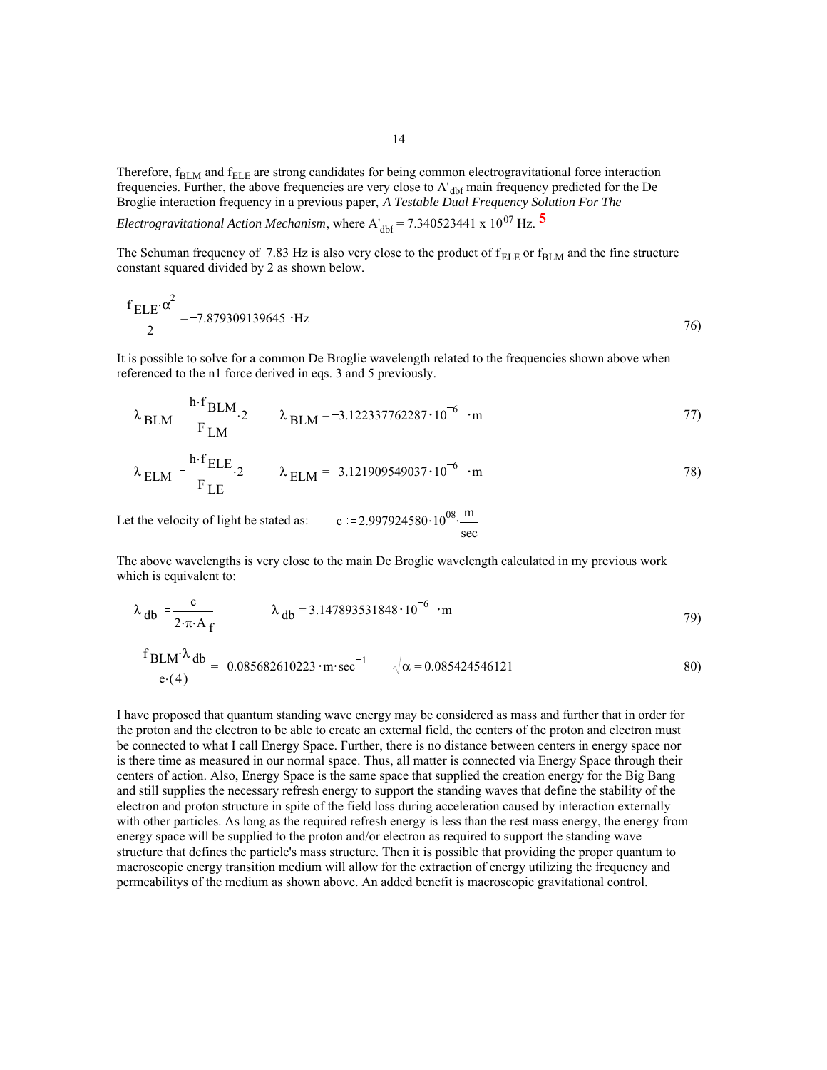Therefore, $f_{BLM}$ and $f_{ELE}$ are strong candidates for being common electrogravitational force interaction frequencies. Further, the above frequencies are very close to $A'_{dbf}$ main frequency predicted for the De Broglie interaction frequency in a previous paper, *A Testable Dual Frequency Solution For The Electrogravitational Action Mechanism*, where $A'_{dbf} = 7.340523441 \times 10^{07}$ Hz. [5]

The Schuman frequency of 7.83 Hz is also very close to the product of $f_{ELE}$ or $f_{BLM}$ and the fine structure constant squared divided by 2 as shown below.

$$\frac{f_{ELE} \cdot \alpha^2}{2} = -7.879309139645 \cdot \text{Hz} \tag{76}$$

It is possible to solve for a common De Broglie wavelength related to the frequencies shown above when referenced to the n1 force derived in eqs. 3 and 5 previously.

$$\lambda_{BLM} := \frac{h \cdot f_{BLM}}{F_{LM}} \cdot 2 \qquad \lambda_{BLM} = -3.122337762287 \cdot 10^{-6} \cdot \text{m} \tag{77}$$

$$\lambda_{ELM} := \frac{h \cdot f_{ELE}}{F_{LE}} \cdot 2 \qquad \lambda_{ELM} = -3.121909549037 \cdot 10^{-6} \cdot \text{m} \tag{78}$$

Let the velocity of light be stated as: $\quad c := 2.997924580 \cdot 10^{08} \cdot \frac{\text{m}}{\text{sec}}$

The above wavelengths is very close to the main De Broglie wavelength calculated in my previous work which is equivalent to:

$$\lambda_{db} := \frac{c}{2 \cdot \pi \cdot A_f} \qquad \lambda_{db} = 3.147893531848 \cdot 10^{-6} \cdot \text{m} \tag{79}$$

$$\frac{f_{BLM} \cdot \lambda_{db}}{e \cdot (4)} = -0.085682610223 \cdot \text{m} \cdot \text{sec}^{-1} \qquad \sqrt{\alpha} = 0.085424546121 \tag{80}$$

I have proposed that quantum standing wave energy may be considered as mass and further that in order for the proton and the electron to be able to create an external field, the centers of the proton and electron must be connected to what I call Energy Space. Further, there is no distance between centers in energy space nor is there time as measured in our normal space. Thus, all matter is connected via Energy Space through their centers of action. Also, Energy Space is the same space that supplied the creation energy for the Big Bang and still supplies the necessary refresh energy to support the standing waves that define the stability of the electron and proton structure in spite of the field loss during acceleration caused by interaction externally with other particles. As long as the required refresh energy is less than the rest mass energy, the energy from energy space will be supplied to the proton and/or electron as required to support the standing wave structure that defines the particle's mass structure. Then it is possible that providing the proper quantum to macroscopic energy transition medium will allow for the extraction of energy utilizing the frequency and permeabilitys of the medium as shown above. An added benefit is macroscopic gravitational control.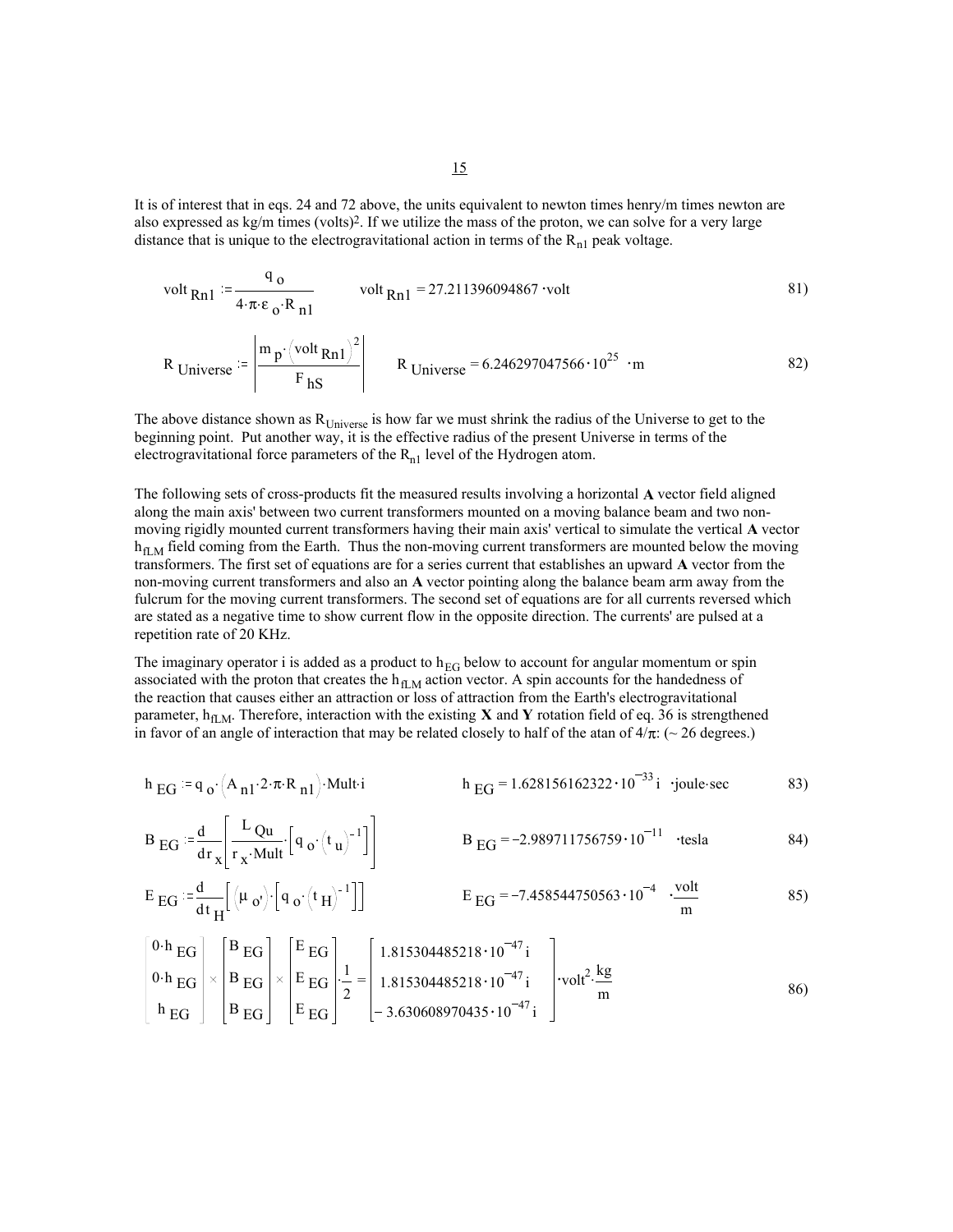It is of interest that in eqs. 24 and 72 above, the units equivalent to newton times henry/m times newton are also expressed as kg/m times (volts)[2]. If we utilize the mass of the proton, we can solve for a very large distance that is unique to the electrogravitational action in terms of the $R_{n1}$ peak voltage.

$$\text{volt}_{Rn1} := \frac{q_o}{4\cdot\pi\cdot\varepsilon_o\cdot R_{n1}} \qquad \text{volt}_{Rn1} = 27.211396094867\cdot\text{volt} \tag{81}$$

$$R_{Universe} := \left|\frac{m_p\cdot\left(\text{volt}_{Rn1}\right)^2}{F_{hS}}\right| \qquad R_{Universe} = 6.246297047566\cdot 10^{25}\cdot\text{m} \tag{82}$$

The above distance shown as $R_{Universe}$ is how far we must shrink the radius of the Universe to get to the beginning point. Put another way, it is the effective radius of the present Universe in terms of the electrogravitational force parameters of the $R_{n1}$ level of the Hydrogen atom.

The following sets of cross-products fit the measured results involving a horizontal **A** vector field aligned along the main axis' between two current transformers mounted on a moving balance beam and two non-moving rigidly mounted current transformers having their main axis' vertical to simulate the vertical **A** vector $h_{fLM}$ field coming from the Earth. Thus the non-moving current transformers are mounted below the moving transformers. The first set of equations are for a series current that establishes an upward **A** vector from the non-moving current transformers and also an **A** vector pointing along the balance beam arm away from the fulcrum for the moving current transformers. The second set of equations are for all currents reversed which are stated as a negative time to show current flow in the opposite direction. The currents' are pulsed at a repetition rate of 20 KHz.

The imaginary operator i is added as a product to $h_{EG}$ below to account for angular momentum or spin associated with the proton that creates the $h_{fLM}$ action vector. A spin accounts for the handedness of the reaction that causes either an attraction or loss of attraction from the Earth's electrogravitational parameter, $h_{fLM}$. Therefore, interaction with the existing **X** and **Y** rotation field of eq. 36 is strengthened in favor of an angle of interaction that may be related closely to half of the atan of $4/\pi$: (~ 26 degrees.)

$$h_{EG} := q_o\cdot\left(A_{n1}\cdot 2\cdot\pi\cdot R_{n1}\right)\cdot\text{Mult}\cdot i \qquad h_{EG} = 1.628156162322\cdot 10^{-33}\,i\cdot\text{joule}\cdot\text{sec} \tag{83}$$

$$B_{EG} := \frac{d}{dr_x}\left[\frac{L_{Qu}}{r_x\cdot\text{Mult}}\cdot\left[q_o\cdot\left(t_u\right)^{-1}\right]\right] \qquad B_{EG} = -2.989711756759\cdot 10^{-11}\cdot\text{tesla} \tag{84}$$

$$E_{EG} := \frac{d}{dt_H}\left[\left(\mu_{o'}\right)\cdot\left[q_o\cdot\left(t_H\right)^{-1}\right]\right] \qquad E_{EG} = -7.458544750563\cdot 10^{-4}\cdot\frac{\text{volt}}{\text{m}} \tag{85}$$

$$\begin{bmatrix} 0\cdot h_{EG} \\ 0\cdot h_{EG} \\ h_{EG} \end{bmatrix} \times \begin{bmatrix} B_{EG} \\ B_{EG} \\ B_{EG} \end{bmatrix} \times \begin{bmatrix} E_{EG} \\ E_{EG} \\ E_{EG} \end{bmatrix}\cdot\frac{1}{2} = \begin{bmatrix} 1.815304485218\cdot 10^{-47}\,i \\ 1.815304485218\cdot 10^{-47}\,i \\ -3.630608970435\cdot 10^{-47}\,i \end{bmatrix}\cdot\text{volt}^2\cdot\frac{\text{kg}}{\text{m}} \tag{86}$$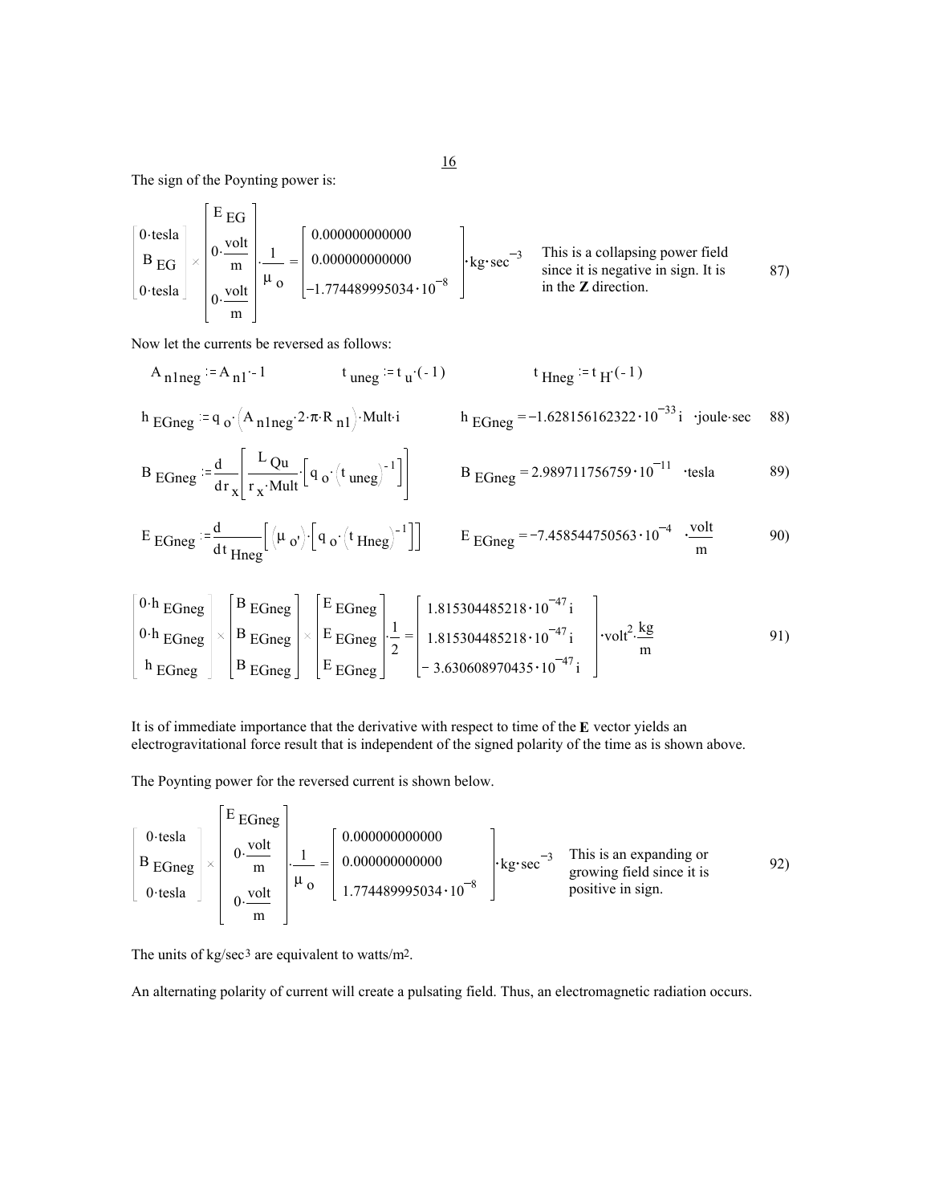The sign of the Poynting power is:

$$\begin{bmatrix} 0 \cdot \text{tesla} \\ B_{EG} \\ 0 \cdot \text{tesla} \end{bmatrix} \times \begin{bmatrix} E_{EG} \\ 0 \cdot \frac{\text{volt}}{\text{m}} \\ 0 \cdot \frac{\text{volt}}{\text{m}} \end{bmatrix} \cdot \frac{1}{\mu_o} = \begin{bmatrix} 0.000000000000 \\ 0.000000000000 \\ -1.774489995034 \cdot 10^{-8} \end{bmatrix} \cdot \text{kg} \cdot \text{sec}^{-3} \qquad 87)$$

This is a collapsing power field since it is negative in sign. It is in the **Z** direction.

Now let the currents be reversed as follows:

$$A_{n1neg} := A_{n1} \cdot -1 \qquad t_{uneg} := t_u \cdot (-1) \qquad t_{Hneg} := t_H \cdot (-1)$$

$$h_{EGneg} := q_o \cdot \left(A_{n1neg} \cdot 2 \cdot \pi \cdot R_{n1}\right) \cdot \text{Mult} \cdot i \qquad h_{EGneg} = -1.628156162322 \cdot 10^{-33} i \cdot \text{joule} \cdot \text{sec} \qquad 88)$$

$$B_{EGneg} := \frac{d}{dr_x}\left[\frac{L_{Qu}}{r_x \cdot \text{Mult}} \cdot \left[q_o \cdot \left(t_{uneg}\right)^{-1}\right]\right] \qquad B_{EGneg} = 2.989711756759 \cdot 10^{-11} \cdot \text{tesla} \qquad 89)$$

$$E_{EGneg} := \frac{d}{dt_{Hneg}}\left[\left(\mu_{o'}\right) \cdot \left[q_o \cdot \left(t_{Hneg}\right)^{-1}\right]\right] \qquad E_{EGneg} = -7.458544750563 \cdot 10^{-4} \cdot \frac{\text{volt}}{\text{m}} \qquad 90)$$

$$\begin{bmatrix} 0 \cdot h_{EGneg} \\ 0 \cdot h_{EGneg} \\ h_{EGneg} \end{bmatrix} \times \begin{bmatrix} B_{EGneg} \\ B_{EGneg} \\ B_{EGneg} \end{bmatrix} \times \begin{bmatrix} E_{EGneg} \\ E_{EGneg} \\ E_{EGneg} \end{bmatrix} \cdot \frac{1}{2} = \begin{bmatrix} 1.815304485218 \cdot 10^{-47} i \\ 1.815304485218 \cdot 10^{-47} i \\ -3.630608970435 \cdot 10^{-47} i \end{bmatrix} \cdot \text{volt}^2 \cdot \frac{\text{kg}}{\text{m}} \qquad 91)$$

It is of immediate importance that the derivative with respect to time of the **E** vector yields an electrogravitational force result that is independent of the signed polarity of the time as is shown above.

The Poynting power for the reversed current is shown below.

$$\begin{bmatrix} 0 \cdot \text{tesla} \\ B_{EGneg} \\ 0 \cdot \text{tesla} \end{bmatrix} \times \begin{bmatrix} E_{EGneg} \\ 0 \cdot \frac{\text{volt}}{\text{m}} \\ 0 \cdot \frac{\text{volt}}{\text{m}} \end{bmatrix} \cdot \frac{1}{\mu_o} = \begin{bmatrix} 0.000000000000 \\ 0.000000000000 \\ 1.774489995034 \cdot 10^{-8} \end{bmatrix} \cdot \text{kg} \cdot \text{sec}^{-3} \qquad 92)$$

This is an expanding or growing field since it is positive in sign.

The units of $\text{kg/sec}^3$ are equivalent to $\text{watts/m}^2$.

An alternating polarity of current will create a pulsating field. Thus, an electromagnetic radiation occurs.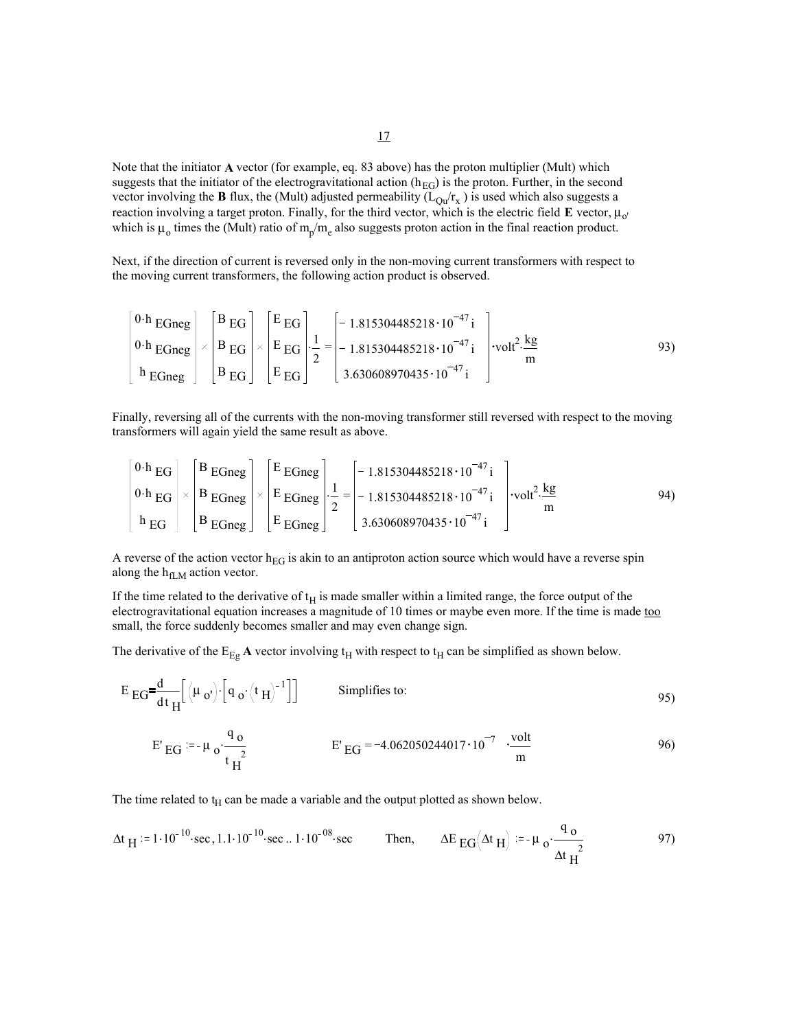Note that the initiator **A** vector (for example, eq. 83 above) has the proton multiplier (Mult) which suggests that the initiator of the electrogravitational action ($h_{EG}$) is the proton. Further, in the second vector involving the **B** flux, the (Mult) adjusted permeability ($L_{Qu}/r_x$ ) is used which also suggests a reaction involving a target proton. Finally, for the third vector, which is the electric field **E** vector, $\mu_{o'}$ which is $\mu_o$ times the (Mult) ratio of $m_p/m_e$ also suggests proton action in the final reaction product.

Next, if the direction of current is reversed only in the non-moving current transformers with respect to the moving current transformers, the following action product is observed.

$$\begin{bmatrix} 0 \cdot h_{EGneg} \\ 0 \cdot h_{EGneg} \\ h_{EGneg} \end{bmatrix} \times \begin{bmatrix} B_{EG} \\ B_{EG} \\ B_{EG} \end{bmatrix} \times \begin{bmatrix} E_{EG} \\ E_{EG} \\ E_{EG} \end{bmatrix} \cdot \frac{1}{2} = \begin{bmatrix} -1.815304485218 \cdot 10^{-47} i \\ -1.815304485218 \cdot 10^{-47} i \\ 3.630608970435 \cdot 10^{-47} i \end{bmatrix} \cdot \text{volt}^2 \cdot \frac{\text{kg}}{\text{m}} \qquad 93)$$

Finally, reversing all of the currents with the non-moving transformer still reversed with respect to the moving transformers will again yield the same result as above.

$$\begin{bmatrix} 0 \cdot h_{EG} \\ 0 \cdot h_{EG} \\ h_{EG} \end{bmatrix} \times \begin{bmatrix} B_{EGneg} \\ B_{EGneg} \\ B_{EGneg} \end{bmatrix} \times \begin{bmatrix} E_{EGneg} \\ E_{EGneg} \\ E_{EGneg} \end{bmatrix} \cdot \frac{1}{2} = \begin{bmatrix} -1.815304485218 \cdot 10^{-47} i \\ -1.815304485218 \cdot 10^{-47} i \\ 3.630608970435 \cdot 10^{-47} i \end{bmatrix} \cdot \text{volt}^2 \cdot \frac{\text{kg}}{\text{m}} \qquad 94)$$

A reverse of the action vector $h_{EG}$ is akin to an antiproton action source which would have a reverse spin along the $h_{fLM}$ action vector.

If the time related to the derivative of $t_H$ is made smaller within a limited range, the force output of the electrogravitational equation increases a magnitude of 10 times or maybe even more. If the time is made too small, the force suddenly becomes smaller and may even change sign.

The derivative of the $E_{Eg}$ **A** vector involving $t_H$ with respect to $t_H$ can be simplified as shown below.

$$E_{EG} = \frac{d}{dt_H}\left[\left(\mu_{o'}\right) \cdot \left[q_o \cdot \left(t_H\right)^{-1}\right]\right] \qquad \text{Simplifies to:} \qquad 95)$$

$$E'_{EG} := -\mu_o \cdot \frac{q_o}{t_H^{\,2}} \qquad\qquad E'_{EG} = -4.062050244017 \cdot 10^{-7} \cdot \frac{\text{volt}}{\text{m}} \qquad 96)$$

The time related to $t_H$ can be made a variable and the output plotted as shown below.

$$\Delta t_H := 1 \cdot 10^{-10} \cdot \text{sec}, 1.1 \cdot 10^{-10} \cdot \text{sec} .. 1 \cdot 10^{-08} \cdot \text{sec} \qquad \text{Then,} \qquad \Delta E_{EG}\left(\Delta t_H\right) := -\mu_o \cdot \frac{q_o}{\Delta t_H^{\,2}} \qquad 97)$$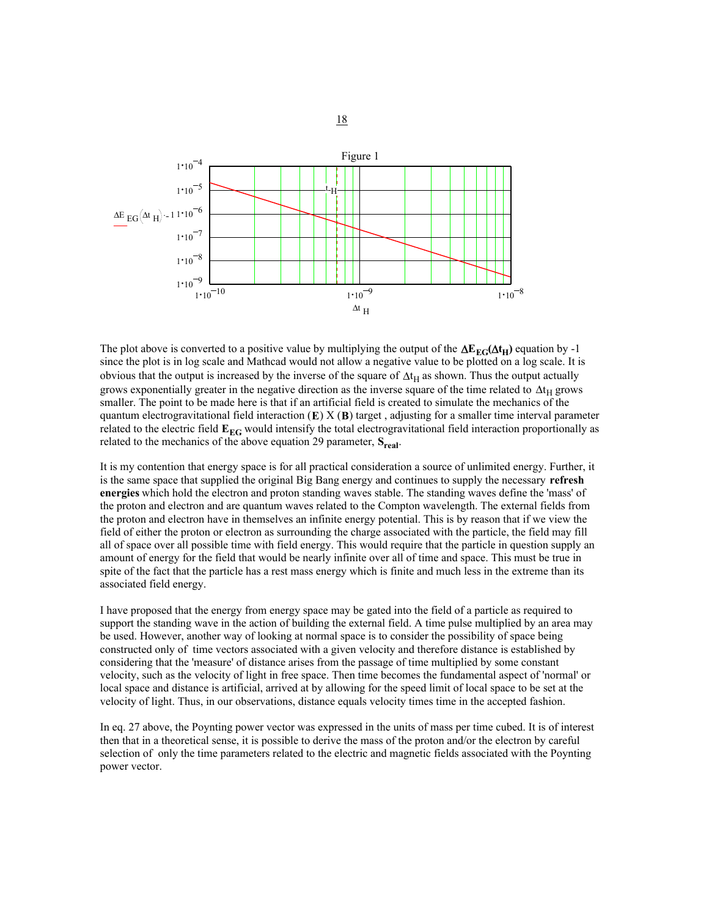Figure 1

The plot above is converted to a positive value by multiplying the output of the $\mathbf{\Delta E_{EG}(\Delta t_H)}$ equation by -1 since the plot is in log scale and Mathcad would not allow a negative value to be plotted on a log scale. It is obvious that the output is increased by the inverse of the square of $\Delta t_H$ as shown. Thus the output actually grows exponentially greater in the negative direction as the inverse square of the time related to $\Delta t_H$ grows smaller. The point to be made here is that if an artificial field is created to simulate the mechanics of the quantum electrogravitational field interaction $(\mathbf{E})$ X $(\mathbf{B})$ target , adjusting for a smaller time interval parameter related to the electric field $\mathbf{E_{EG}}$ would intensify the total electrogravitational field interaction proportionally as related to the mechanics of the above equation 29 parameter, $\mathbf{S_{real}}$.

It is my contention that energy space is for all practical consideration a source of unlimited energy. Further, it is the same space that supplied the original Big Bang energy and continues to supply the necessary **refresh energies** which hold the electron and proton standing waves stable. The standing waves define the 'mass' of the proton and electron and are quantum waves related to the Compton wavelength. The external fields from the proton and electron have in themselves an infinite energy potential. This is by reason that if we view the field of either the proton or electron as surrounding the charge associated with the particle, the field may fill all of space over all possible time with field energy. This would require that the particle in question supply an amount of energy for the field that would be nearly infinite over all of time and space. This must be true in spite of the fact that the particle has a rest mass energy which is finite and much less in the extreme than its associated field energy.

I have proposed that the energy from energy space may be gated into the field of a particle as required to support the standing wave in the action of building the external field. A time pulse multiplied by an area may be used. However, another way of looking at normal space is to consider the possibility of space being constructed only of time vectors associated with a given velocity and therefore distance is established by considering that the 'measure' of distance arises from the passage of time multiplied by some constant velocity, such as the velocity of light in free space. Then time becomes the fundamental aspect of 'normal' or local space and distance is artificial, arrived at by allowing for the speed limit of local space to be set at the velocity of light. Thus, in our observations, distance equals velocity times time in the accepted fashion.

In eq. 27 above, the Poynting power vector was expressed in the units of mass per time cubed. It is of interest then that in a theoretical sense, it is possible to derive the mass of the proton and/or the electron by careful selection of only the time parameters related to the electric and magnetic fields associated with the Poynting power vector.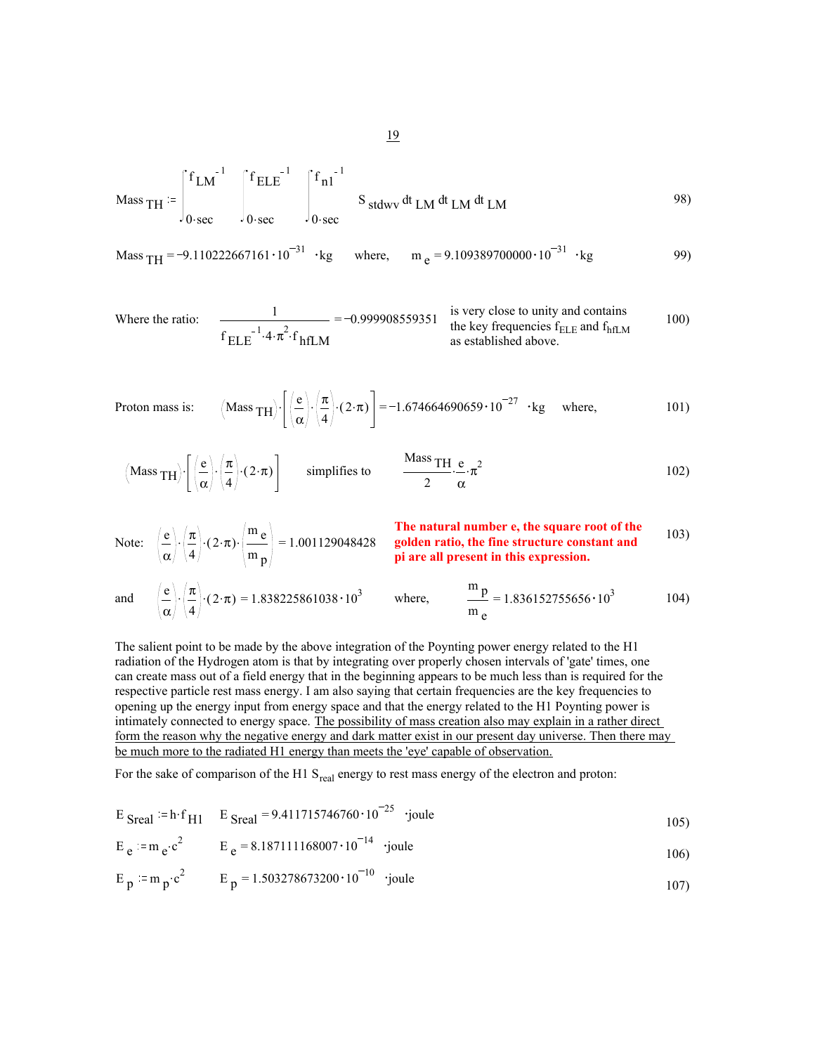$$\text{Mass}_{TH} := \int_{0\cdot sec}^{f_{LM}^{-1}} \int_{0\cdot sec}^{f_{ELE}^{-1}} \int_{0\cdot sec}^{f_{n1}^{-1}} S_{stdwv}\, dt_{LM}\, dt_{LM}\, dt_{LM} \tag{98}$$

$$\text{Mass}_{TH} = -9.110222667161\cdot 10^{-31} \cdot kg \quad \text{where,} \quad m_e = 9.109389700000\cdot 10^{-31} \cdot kg \tag{99}$$

Where the ratio: $\dfrac{1}{f_{ELE}^{-1}\cdot 4\cdot \pi^2 \cdot f_{hfLM}} = -0.999908559351$ is very close to unity and contains the key frequencies $f_{ELE}$ and $f_{hfLM}$ as established above. 100)

Proton mass is: $(\text{Mass}_{TH})\cdot\left[\left(\dfrac{e}{\alpha}\right)\cdot\left(\dfrac{\pi}{4}\right)\cdot(2\cdot\pi)\right] = -1.674664690659\cdot 10^{-27} \cdot kg$ where, 101)

$$(\text{Mass}_{TH})\cdot\left[\left(\frac{e}{\alpha}\right)\cdot\left(\frac{\pi}{4}\right)\cdot(2\cdot\pi)\right] \quad \text{simplifies to} \quad \frac{\text{Mass}_{TH}}{2}\cdot\frac{e}{\alpha}\cdot\pi^2 \tag{102}$$

Note: $\left(\dfrac{e}{\alpha}\right)\cdot\left(\dfrac{\pi}{4}\right)\cdot(2\cdot\pi)\cdot\left(\dfrac{m_e}{m_p}\right) = 1.001129048428$ **The natural number e, the square root of the golden ratio, the fine structure constant and pi are all present in this expression.** 103)

and $\left(\dfrac{e}{\alpha}\right)\cdot\left(\dfrac{\pi}{4}\right)\cdot(2\cdot\pi) = 1.838225861038\cdot 10^{3}$ where, $\dfrac{m_p}{m_e} = 1.836152755656\cdot 10^{3}$ 104)

The salient point to be made by the above integration of the Poynting power energy related to the H1 radiation of the Hydrogen atom is that by integrating over properly chosen intervals of 'gate' times, one can create mass out of a field energy that in the beginning appears to be much less than is required for the respective particle rest mass energy. I am also saying that certain frequencies are the key frequencies to opening up the energy input from energy space and that the energy related to the H1 Poynting power is intimately connected to energy space. <u>The possibility of mass creation also may explain in a rather direct form the reason why the negative energy and dark matter exist in our present day universe. Then there may be much more to the radiated H1 energy than meets the 'eye' capable of observation.</u>

For the sake of comparison of the H1 $S_{real}$ energy to rest mass energy of the electron and proton:

$$E_{Sreal} := h\cdot f_{H1} \qquad E_{Sreal} = 9.411715746760\cdot 10^{-25} \cdot joule \tag{105}$$

$$E_e := m_e\cdot c^2 \qquad E_e = 8.187111168007\cdot 10^{-14} \cdot joule \tag{106}$$

$$E_p := m_p\cdot c^2 \qquad E_p = 1.503278673200\cdot 10^{-10} \cdot joule \tag{107}$$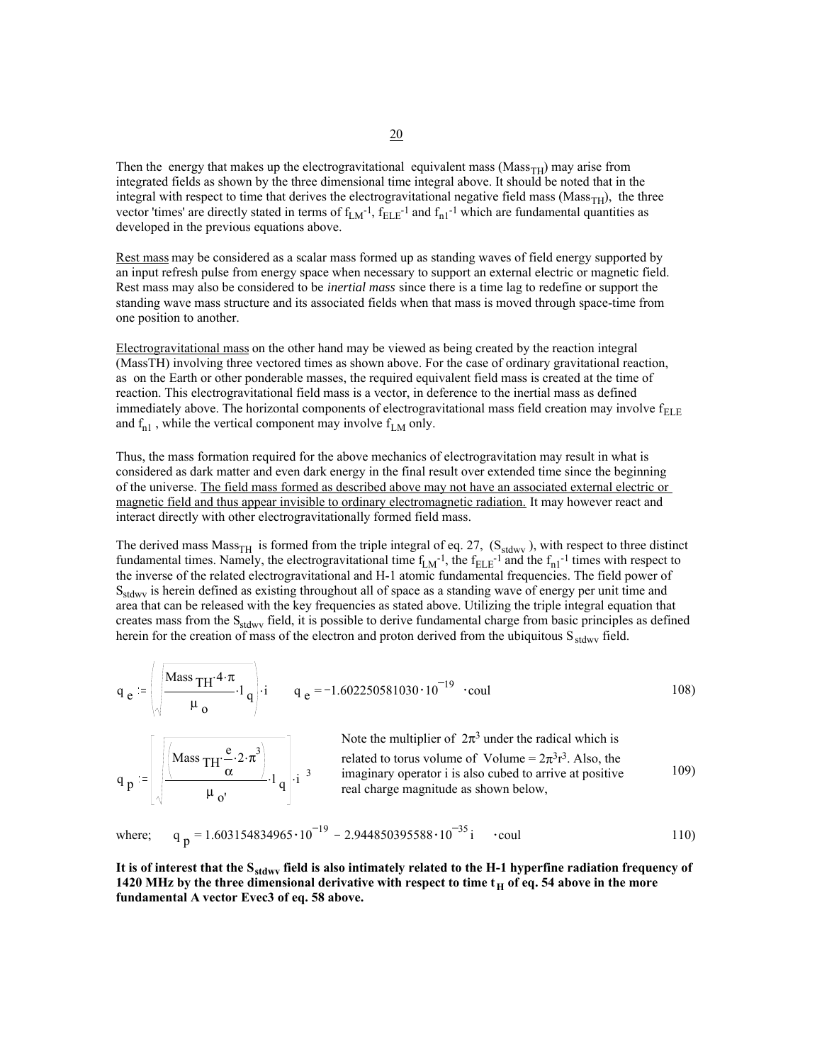Then the energy that makes up the electrogravitational equivalent mass ($Mass_{TH}$) may arise from integrated fields as shown by the three dimensional time integral above. It should be noted that in the integral with respect to time that derives the electrogravitational negative field mass ($Mass_{TH}$), the three vector 'times' are directly stated in terms of $f_{LM}^{-1}$, $f_{ELE}^{-1}$ and $f_{n1}^{-1}$ which are fundamental quantities as developed in the previous equations above.

Rest mass may be considered as a scalar mass formed up as standing waves of field energy supported by an input refresh pulse from energy space when necessary to support an external electric or magnetic field. Rest mass may also be considered to be *inertial mass* since there is a time lag to redefine or support the standing wave mass structure and its associated fields when that mass is moved through space-time from one position to another.

Electrogravitational mass on the other hand may be viewed as being created by the reaction integral (MassTH) involving three vectored times as shown above. For the case of ordinary gravitational reaction, as on the Earth or other ponderable masses, the required equivalent field mass is created at the time of reaction. This electrogravitational field mass is a vector, in deference to the inertial mass as defined immediately above. The horizontal components of electrogravitational mass field creation may involve $f_{ELE}$ and $f_{n1}$, while the vertical component may involve $f_{LM}$ only.

Thus, the mass formation required for the above mechanics of electrogravitation may result in what is considered as dark matter and even dark energy in the final result over extended time since the beginning of the universe. The field mass formed as described above may not have an associated external electric or magnetic field and thus appear invisible to ordinary electromagnetic radiation. It may however react and interact directly with other electrogravitationally formed field mass.

The derived mass $Mass_{TH}$ is formed from the triple integral of eq. 27, ($S_{stdwv}$), with respect to three distinct fundamental times. Namely, the electrogravitational time $f_{LM}^{-1}$, the $f_{ELE}^{-1}$ and the $f_{n1}^{-1}$ times with respect to the inverse of the related electrogravitational and H-1 atomic fundamental frequencies. The field power of $S_{stdwv}$ is herein defined as existing throughout all of space as a standing wave of energy per unit time and area that can be released with the key frequencies as stated above. Utilizing the triple integral equation that creates mass from the $S_{stdwv}$ field, it is possible to derive fundamental charge from basic principles as defined herein for the creation of mass of the electron and proton derived from the ubiquitous $S_{stdwv}$ field.

$$q_e := \left(\sqrt{\frac{Mass_{TH}\cdot 4\cdot\pi}{\mu_o}}\cdot 1_q\right)\cdot i \qquad q_e = -1.602250581030\cdot 10^{-19}\cdot coul \tag{108}$$

$$q_p := \left[\sqrt{\frac{\left(Mass_{TH}\cdot\frac{e}{\alpha}\cdot 2\cdot\pi^3\right)}{\mu_{o'}}}\cdot 1_q\right]\cdot i^3 \tag{109}$$

Note the multiplier of $2\pi^3$ under the radical which is related to torus volume of Volume = $2\pi^3r^3$. Also, the imaginary operator i is also cubed to arrive at positive real charge magnitude as shown below,

where; $$q_p = 1.603154834965\cdot 10^{-19} - 2.944850395588\cdot 10^{-35}i \quad \cdot coul \tag{110}$$

**It is of interest that the $S_{stdwv}$ field is also intimately related to the H-1 hyperfine radiation frequency of 1420 MHz by the three dimensional derivative with respect to time $t_H$ of eq. 54 above in the more fundamental A vector Evec3 of eq. 58 above.**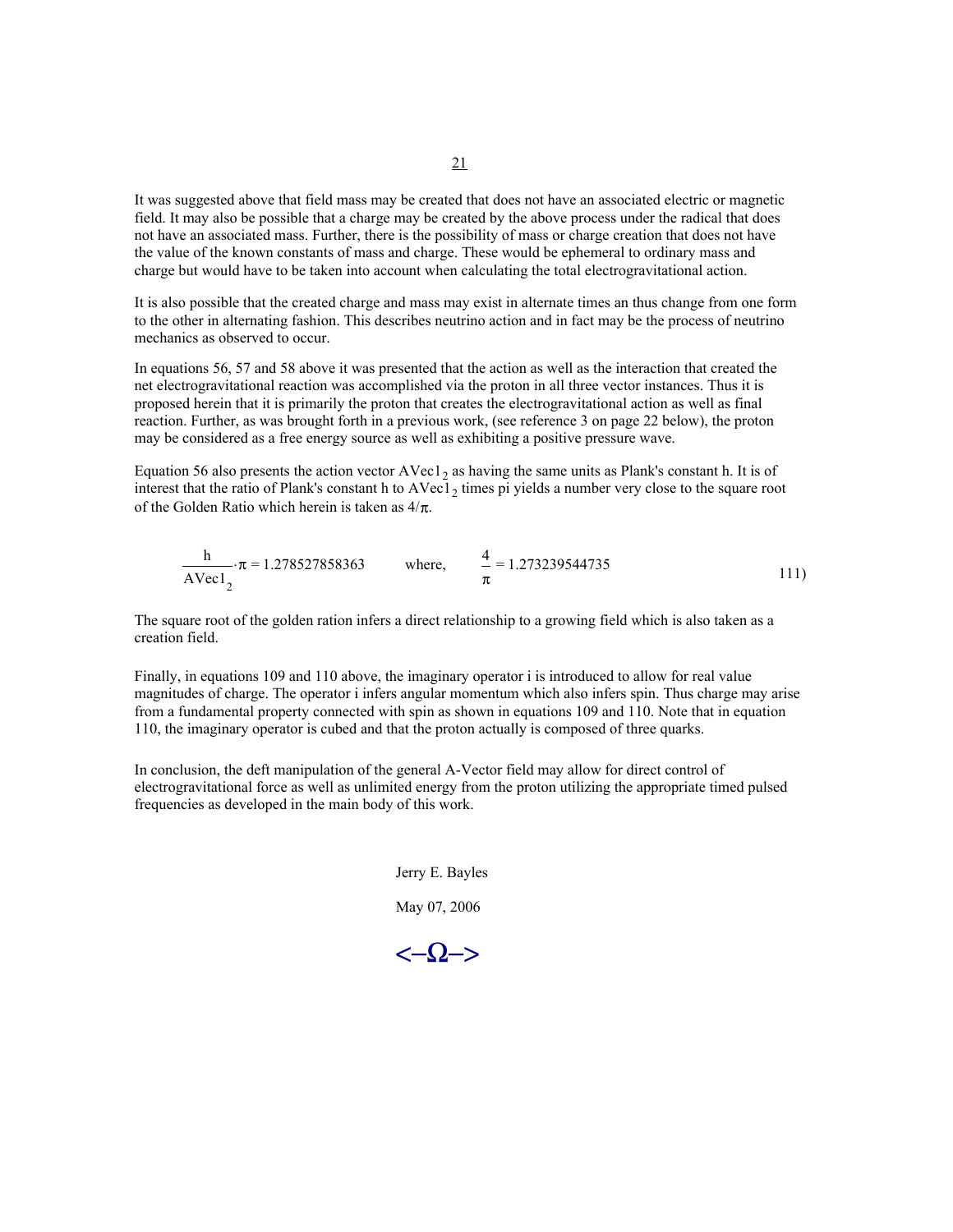It was suggested above that field mass may be created that does not have an associated electric or magnetic field. It may also be possible that a charge may be created by the above process under the radical that does not have an associated mass. Further, there is the possibility of mass or charge creation that does not have the value of the known constants of mass and charge. These would be ephemeral to ordinary mass and charge but would have to be taken into account when calculating the total electrogravitational action.

It is also possible that the created charge and mass may exist in alternate times an thus change from one form to the other in alternating fashion. This describes neutrino action and in fact may be the process of neutrino mechanics as observed to occur.

In equations 56, 57 and 58 above it was presented that the action as well as the interaction that created the net electrogravitational reaction was accomplished via the proton in all three vector instances. Thus it is proposed herein that it is primarily the proton that creates the electrogravitational action as well as final reaction. Further, as was brought forth in a previous work, (see reference 3 on page 22 below), the proton may be considered as a free energy source as well as exhibiting a positive pressure wave.

Equation 56 also presents the action vector $AVec1_2$ as having the same units as Plank's constant h. It is of interest that the ratio of Plank's constant h to $AVec1_2$ times pi yields a number very close to the square root of the Golden Ratio which herein is taken as $4/\pi$.

$$\frac{h}{AVec1_2}\cdot\pi = 1.278527858363 \qquad \text{where,} \qquad \frac{4}{\pi} = 1.273239544735 \qquad 111)$$

The square root of the golden ration infers a direct relationship to a growing field which is also taken as a creation field.

Finally, in equations 109 and 110 above, the imaginary operator i is introduced to allow for real value magnitudes of charge. The operator i infers angular momentum which also infers spin. Thus charge may arise from a fundamental property connected with spin as shown in equations 109 and 110. Note that in equation 110, the imaginary operator is cubed and that the proton actually is composed of three quarks.

In conclusion, the deft manipulation of the general A-Vector field may allow for direct control of electrogravitational force as well as unlimited energy from the proton utilizing the appropriate timed pulsed frequencies as developed in the main body of this work.

Jerry E. Bayles

May 07, 2006

<–Ω–>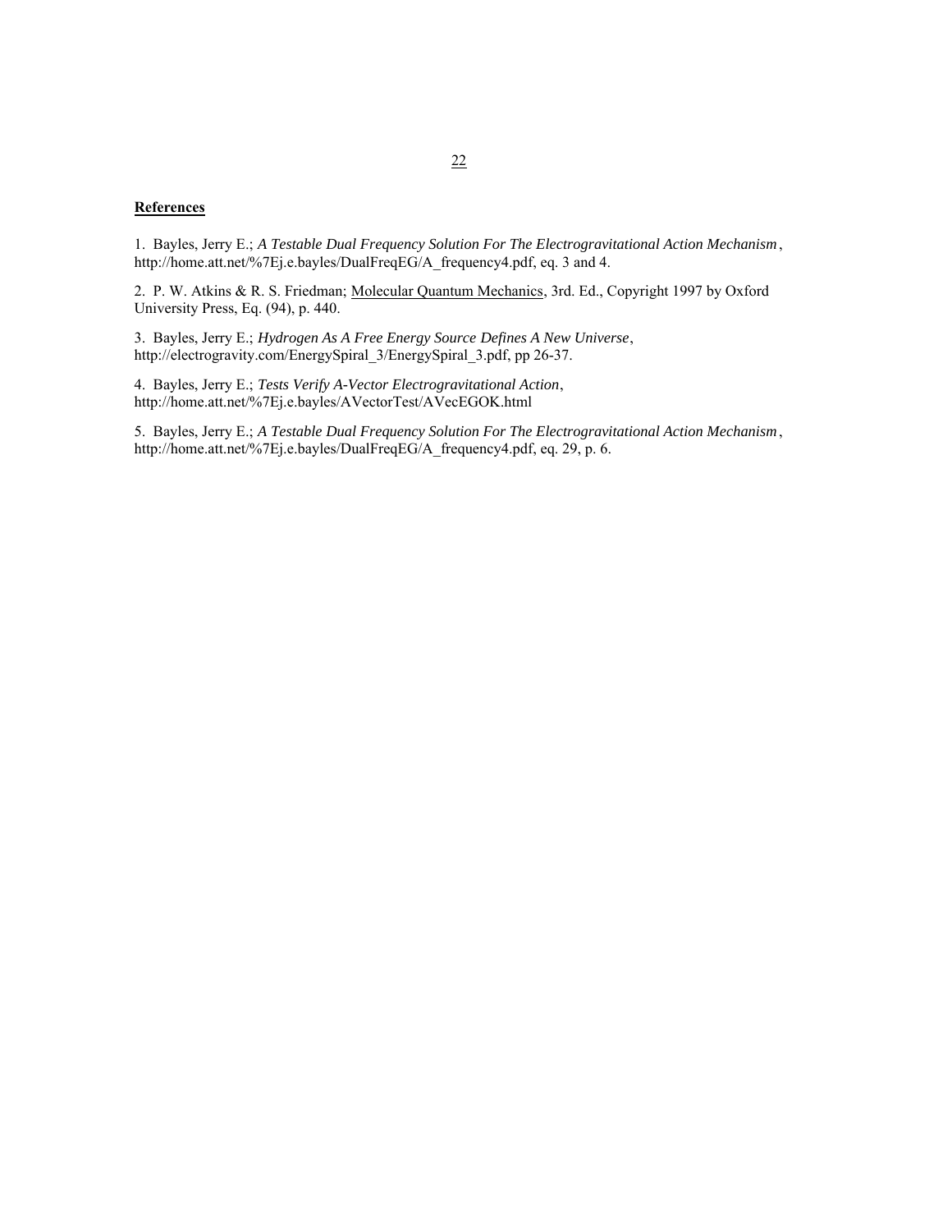**References**

1. Bayles, Jerry E.; *A Testable Dual Frequency Solution For The Electrogravitational Action Mechanism*, http://home.att.net/%7Ej.e.bayles/DualFreqEG/A_frequency4.pdf, eq. 3 and 4.

2. P. W. Atkins & R. S. Friedman; Molecular Quantum Mechanics, 3rd. Ed., Copyright 1997 by Oxford University Press, Eq. (94), p. 440.

3. Bayles, Jerry E.; *Hydrogen As A Free Energy Source Defines A New Universe*, http://electrogravity.com/EnergySpiral_3/EnergySpiral_3.pdf, pp 26-37.

4. Bayles, Jerry E.; *Tests Verify A-Vector Electrogravitational Action*, http://home.att.net/%7Ej.e.bayles/AVectorTest/AVecEGOK.html

5. Bayles, Jerry E.; *A Testable Dual Frequency Solution For The Electrogravitational Action Mechanism*, http://home.att.net/%7Ej.e.bayles/DualFreqEG/A_frequency4.pdf, eq. 29, p. 6.